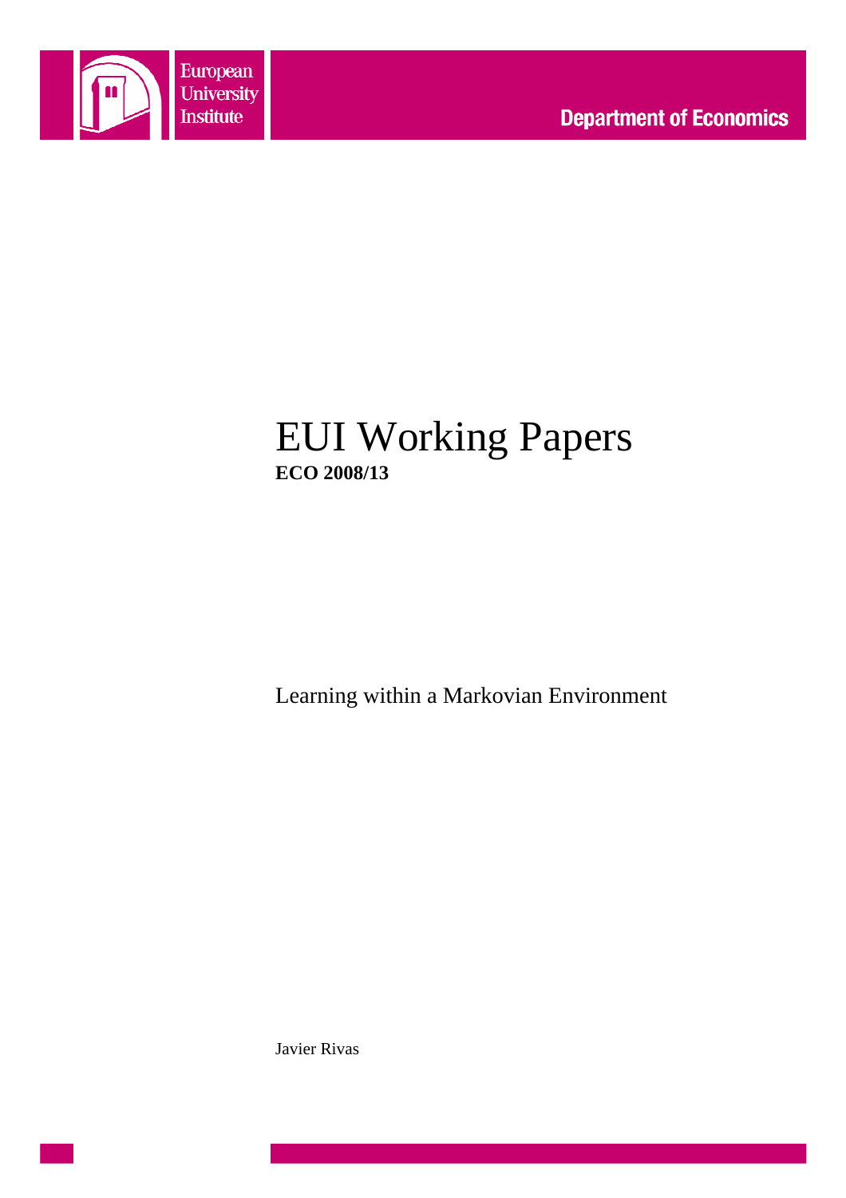European University Institute

**Department of Economics**

# EUI Working Papers

**ECO 2008/13**

Learning within a Markovian Environment

Javier Rivas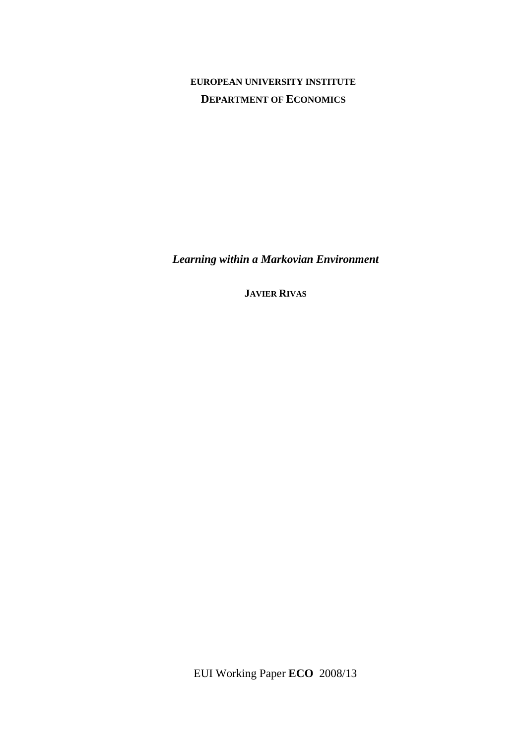**EUROPEAN UNIVERSITY INSTITUTE**

**DEPARTMENT OF ECONOMICS**

# *Learning within a Markovian Environment*

**JAVIER RIVAS**

EUI Working Paper **ECO** 2008/13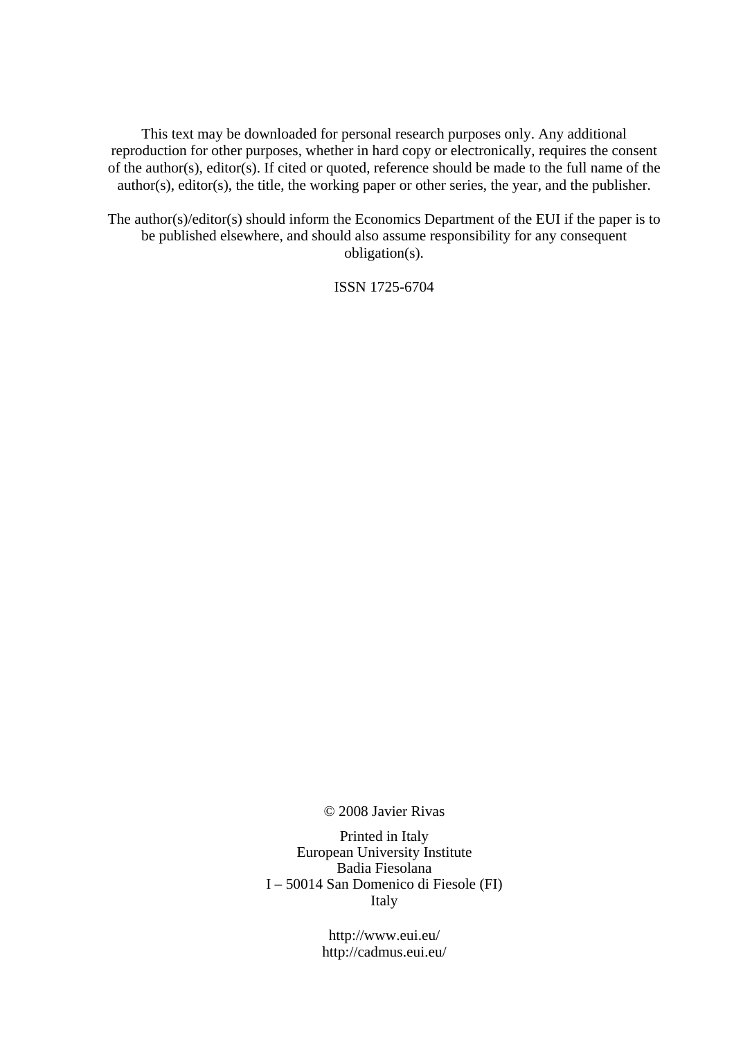This text may be downloaded for personal research purposes only. Any additional reproduction for other purposes, whether in hard copy or electronically, requires the consent of the author(s), editor(s). If cited or quoted, reference should be made to the full name of the author(s), editor(s), the title, the working paper or other series, the year, and the publisher.

The author(s)/editor(s) should inform the Economics Department of the EUI if the paper is to be published elsewhere, and should also assume responsibility for any consequent obligation(s).

ISSN 1725-6704

© 2008 Javier Rivas

Printed in Italy
European University Institute
Badia Fiesolana
I – 50014 San Domenico di Fiesole (FI)
Italy

http://www.eui.eu/
http://cadmus.eui.eu/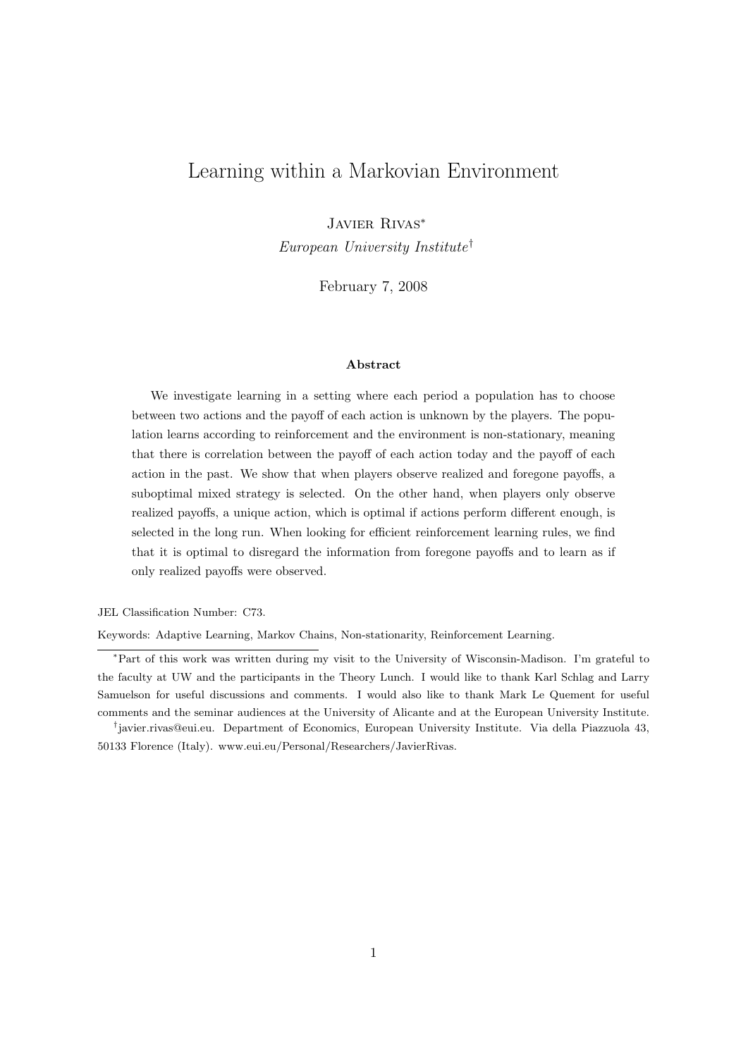# Learning within a Markovian Environment

Javier Rivas[*]

*European University Institute*[†]

February 7, 2008

**Abstract**

We investigate learning in a setting where each period a population has to choose between two actions and the payoff of each action is unknown by the players. The population learns according to reinforcement and the environment is non-stationary, meaning that there is correlation between the payoff of each action today and the payoff of each action in the past. We show that when players observe realized and foregone payoffs, a suboptimal mixed strategy is selected. On the other hand, when players only observe realized payoffs, a unique action, which is optimal if actions perform different enough, is selected in the long run. When looking for efficient reinforcement learning rules, we find that it is optimal to disregard the information from foregone payoffs and to learn as if only realized payoffs were observed.

JEL Classification Number: C73.

Keywords: Adaptive Learning, Markov Chains, Non-stationarity, Reinforcement Learning.

---

[*] Part of this work was written during my visit to the University of Wisconsin-Madison. I'm grateful to the faculty at UW and the participants in the Theory Lunch. I would like to thank Karl Schlag and Larry Samuelson for useful discussions and comments. I would also like to thank Mark Le Quement for useful comments and the seminar audiences at the University of Alicante and at the European University Institute.

[†] javier.rivas@eui.eu. Department of Economics, European University Institute. Via della Piazzuola 43, 50133 Florence (Italy). www.eui.eu/Personal/Researchers/JavierRivas.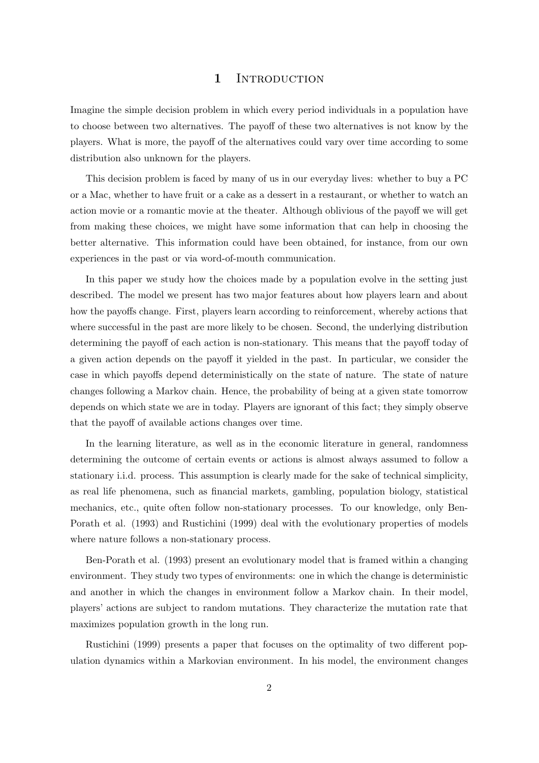# 1 Introduction

Imagine the simple decision problem in which every period individuals in a population have to choose between two alternatives. The payoff of these two alternatives is not know by the players. What is more, the payoff of the alternatives could vary over time according to some distribution also unknown for the players.

This decision problem is faced by many of us in our everyday lives: whether to buy a PC or a Mac, whether to have fruit or a cake as a dessert in a restaurant, or whether to watch an action movie or a romantic movie at the theater. Although oblivious of the payoff we will get from making these choices, we might have some information that can help in choosing the better alternative. This information could have been obtained, for instance, from our own experiences in the past or via word-of-mouth communication.

In this paper we study how the choices made by a population evolve in the setting just described. The model we present has two major features about how players learn and about how the payoffs change. First, players learn according to reinforcement, whereby actions that where successful in the past are more likely to be chosen. Second, the underlying distribution determining the payoff of each action is non-stationary. This means that the payoff today of a given action depends on the payoff it yielded in the past. In particular, we consider the case in which payoffs depend deterministically on the state of nature. The state of nature changes following a Markov chain. Hence, the probability of being at a given state tomorrow depends on which state we are in today. Players are ignorant of this fact; they simply observe that the payoff of available actions changes over time.

In the learning literature, as well as in the economic literature in general, randomness determining the outcome of certain events or actions is almost always assumed to follow a stationary i.i.d. process. This assumption is clearly made for the sake of technical simplicity, as real life phenomena, such as financial markets, gambling, population biology, statistical mechanics, etc., quite often follow non-stationary processes. To our knowledge, only Ben-Porath et al. (1993) and Rustichini (1999) deal with the evolutionary properties of models where nature follows a non-stationary process.

Ben-Porath et al. (1993) present an evolutionary model that is framed within a changing environment. They study two types of environments: one in which the change is deterministic and another in which the changes in environment follow a Markov chain. In their model, players' actions are subject to random mutations. They characterize the mutation rate that maximizes population growth in the long run.

Rustichini (1999) presents a paper that focuses on the optimality of two different population dynamics within a Markovian environment. In his model, the environment changes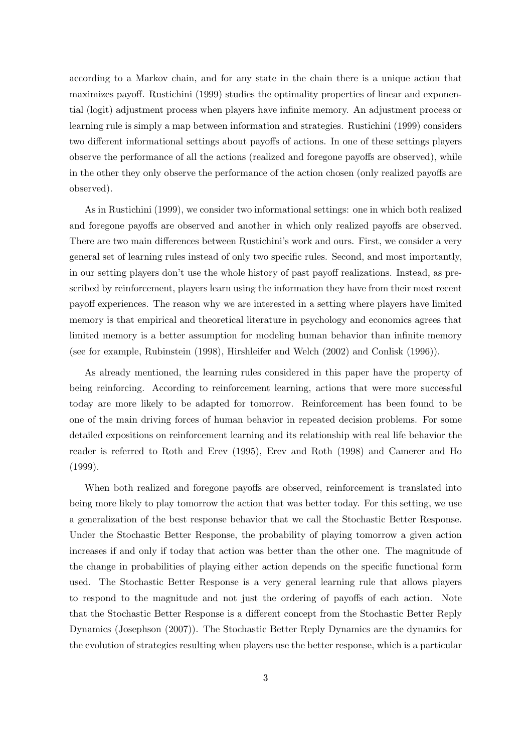according to a Markov chain, and for any state in the chain there is a unique action that maximizes payoff. Rustichini (1999) studies the optimality properties of linear and exponential (logit) adjustment process when players have infinite memory. An adjustment process or learning rule is simply a map between information and strategies. Rustichini (1999) considers two different informational settings about payoffs of actions. In one of these settings players observe the performance of all the actions (realized and foregone payoffs are observed), while in the other they only observe the performance of the action chosen (only realized payoffs are observed).

As in Rustichini (1999), we consider two informational settings: one in which both realized and foregone payoffs are observed and another in which only realized payoffs are observed. There are two main differences between Rustichini's work and ours. First, we consider a very general set of learning rules instead of only two specific rules. Second, and most importantly, in our setting players don't use the whole history of past payoff realizations. Instead, as prescribed by reinforcement, players learn using the information they have from their most recent payoff experiences. The reason why we are interested in a setting where players have limited memory is that empirical and theoretical literature in psychology and economics agrees that limited memory is a better assumption for modeling human behavior than infinite memory (see for example, Rubinstein (1998), Hirshleifer and Welch (2002) and Conlisk (1996)).

As already mentioned, the learning rules considered in this paper have the property of being reinforcing. According to reinforcement learning, actions that were more successful today are more likely to be adapted for tomorrow. Reinforcement has been found to be one of the main driving forces of human behavior in repeated decision problems. For some detailed expositions on reinforcement learning and its relationship with real life behavior the reader is referred to Roth and Erev (1995), Erev and Roth (1998) and Camerer and Ho (1999).

When both realized and foregone payoffs are observed, reinforcement is translated into being more likely to play tomorrow the action that was better today. For this setting, we use a generalization of the best response behavior that we call the Stochastic Better Response. Under the Stochastic Better Response, the probability of playing tomorrow a given action increases if and only if today that action was better than the other one. The magnitude of the change in probabilities of playing either action depends on the specific functional form used. The Stochastic Better Response is a very general learning rule that allows players to respond to the magnitude and not just the ordering of payoffs of each action. Note that the Stochastic Better Response is a different concept from the Stochastic Better Reply Dynamics (Josephson (2007)). The Stochastic Better Reply Dynamics are the dynamics for the evolution of strategies resulting when players use the better response, which is a particular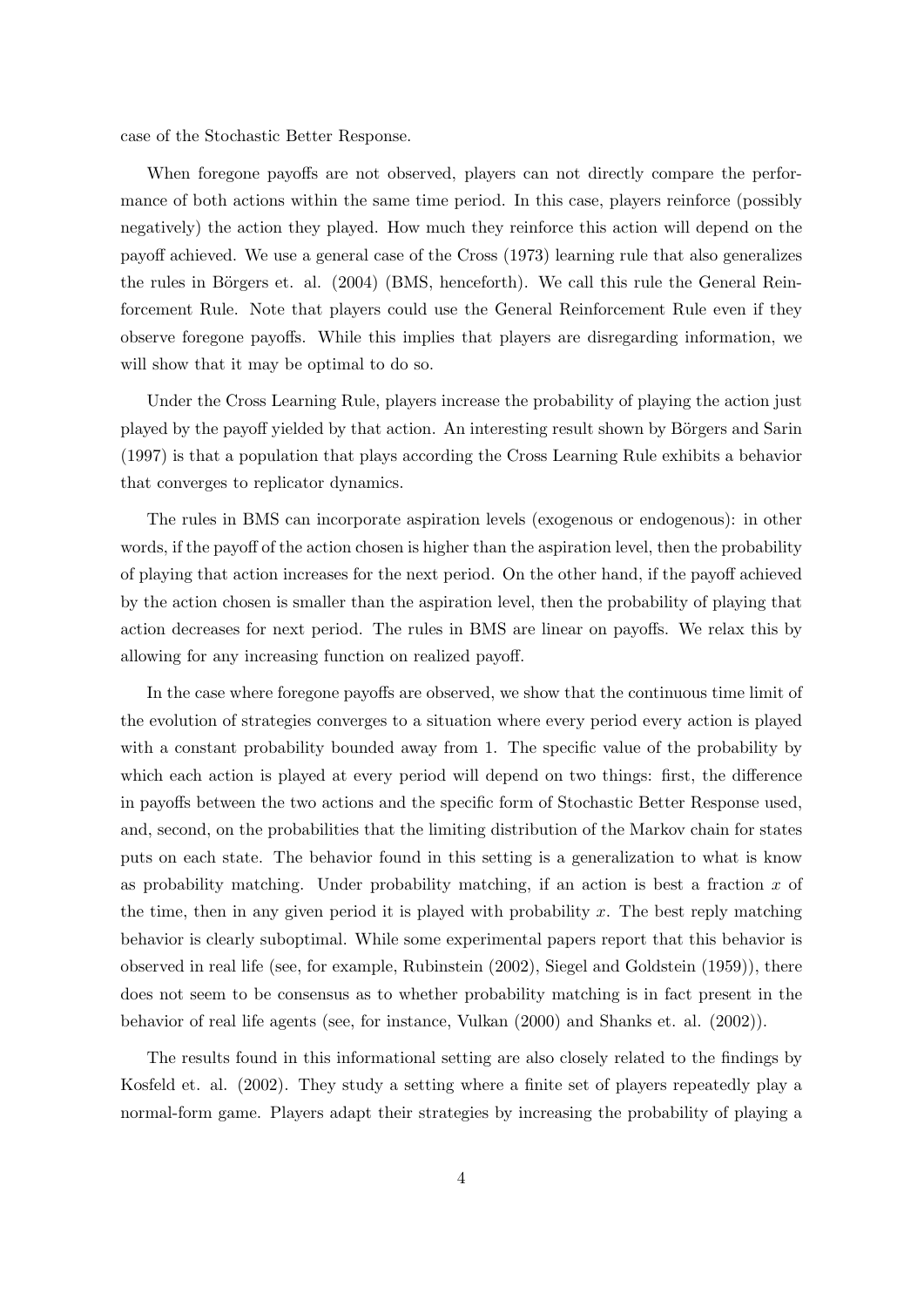case of the Stochastic Better Response.

When foregone payoffs are not observed, players can not directly compare the performance of both actions within the same time period. In this case, players reinforce (possibly negatively) the action they played. How much they reinforce this action will depend on the payoff achieved. We use a general case of the Cross (1973) learning rule that also generalizes the rules in Börgers et. al. (2004) (BMS, henceforth). We call this rule the General Reinforcement Rule. Note that players could use the General Reinforcement Rule even if they observe foregone payoffs. While this implies that players are disregarding information, we will show that it may be optimal to do so.

Under the Cross Learning Rule, players increase the probability of playing the action just played by the payoff yielded by that action. An interesting result shown by Börgers and Sarin (1997) is that a population that plays according the Cross Learning Rule exhibits a behavior that converges to replicator dynamics.

The rules in BMS can incorporate aspiration levels (exogenous or endogenous): in other words, if the payoff of the action chosen is higher than the aspiration level, then the probability of playing that action increases for the next period. On the other hand, if the payoff achieved by the action chosen is smaller than the aspiration level, then the probability of playing that action decreases for next period. The rules in BMS are linear on payoffs. We relax this by allowing for any increasing function on realized payoff.

In the case where foregone payoffs are observed, we show that the continuous time limit of the evolution of strategies converges to a situation where every period every action is played with a constant probability bounded away from 1. The specific value of the probability by which each action is played at every period will depend on two things: first, the difference in payoffs between the two actions and the specific form of Stochastic Better Response used, and, second, on the probabilities that the limiting distribution of the Markov chain for states puts on each state. The behavior found in this setting is a generalization to what is know as probability matching. Under probability matching, if an action is best a fraction $x$ of the time, then in any given period it is played with probability $x$. The best reply matching behavior is clearly suboptimal. While some experimental papers report that this behavior is observed in real life (see, for example, Rubinstein (2002), Siegel and Goldstein (1959)), there does not seem to be consensus as to whether probability matching is in fact present in the behavior of real life agents (see, for instance, Vulkan (2000) and Shanks et. al. (2002)).

The results found in this informational setting are also closely related to the findings by Kosfeld et. al. (2002). They study a setting where a finite set of players repeatedly play a normal-form game. Players adapt their strategies by increasing the probability of playing a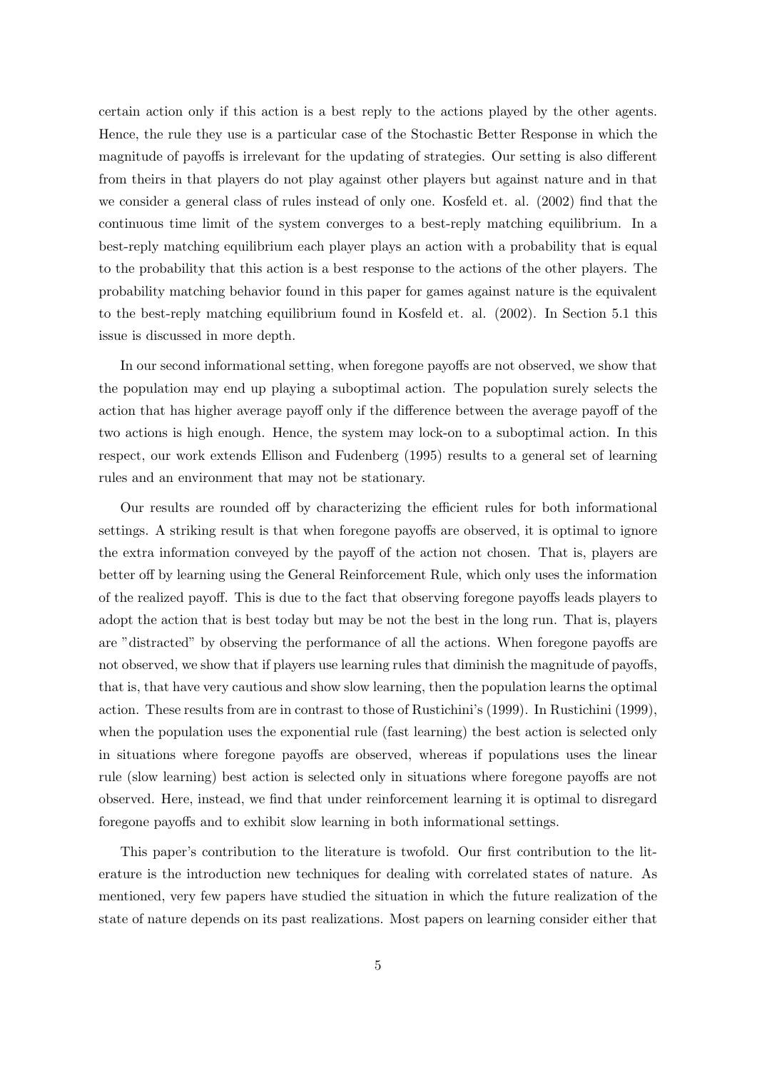certain action only if this action is a best reply to the actions played by the other agents. Hence, the rule they use is a particular case of the Stochastic Better Response in which the magnitude of payoffs is irrelevant for the updating of strategies. Our setting is also different from theirs in that players do not play against other players but against nature and in that we consider a general class of rules instead of only one. Kosfeld et. al. (2002) find that the continuous time limit of the system converges to a best-reply matching equilibrium. In a best-reply matching equilibrium each player plays an action with a probability that is equal to the probability that this action is a best response to the actions of the other players. The probability matching behavior found in this paper for games against nature is the equivalent to the best-reply matching equilibrium found in Kosfeld et. al. (2002). In Section 5.1 this issue is discussed in more depth.

In our second informational setting, when foregone payoffs are not observed, we show that the population may end up playing a suboptimal action. The population surely selects the action that has higher average payoff only if the difference between the average payoff of the two actions is high enough. Hence, the system may lock-on to a suboptimal action. In this respect, our work extends Ellison and Fudenberg (1995) results to a general set of learning rules and an environment that may not be stationary.

Our results are rounded off by characterizing the efficient rules for both informational settings. A striking result is that when foregone payoffs are observed, it is optimal to ignore the extra information conveyed by the payoff of the action not chosen. That is, players are better off by learning using the General Reinforcement Rule, which only uses the information of the realized payoff. This is due to the fact that observing foregone payoffs leads players to adopt the action that is best today but may be not the best in the long run. That is, players are "distracted" by observing the performance of all the actions. When foregone payoffs are not observed, we show that if players use learning rules that diminish the magnitude of payoffs, that is, that have very cautious and show slow learning, then the population learns the optimal action. These results from are in contrast to those of Rustichini's (1999). In Rustichini (1999), when the population uses the exponential rule (fast learning) the best action is selected only in situations where foregone payoffs are observed, whereas if populations uses the linear rule (slow learning) best action is selected only in situations where foregone payoffs are not observed. Here, instead, we find that under reinforcement learning it is optimal to disregard foregone payoffs and to exhibit slow learning in both informational settings.

This paper's contribution to the literature is twofold. Our first contribution to the literature is the introduction new techniques for dealing with correlated states of nature. As mentioned, very few papers have studied the situation in which the future realization of the state of nature depends on its past realizations. Most papers on learning consider either that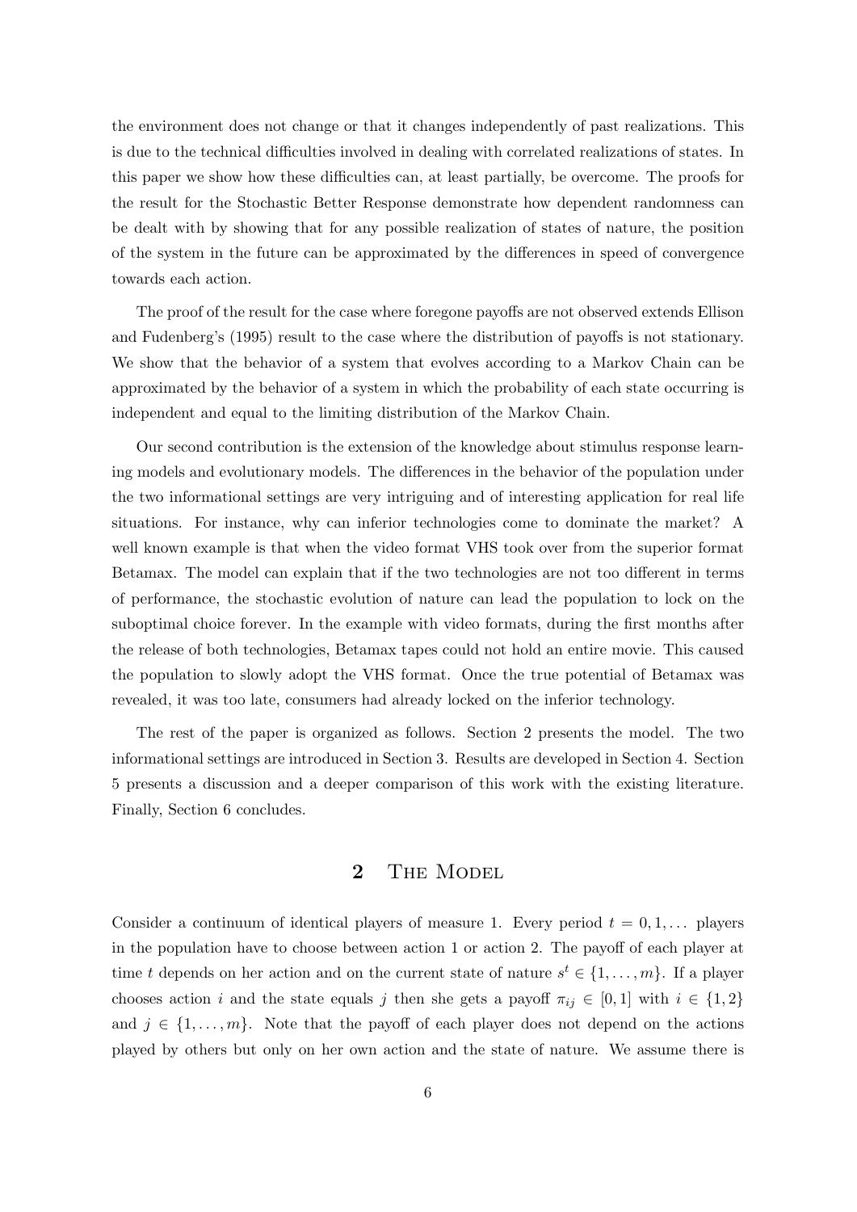the environment does not change or that it changes independently of past realizations. This is due to the technical difficulties involved in dealing with correlated realizations of states. In this paper we show how these difficulties can, at least partially, be overcome. The proofs for the result for the Stochastic Better Response demonstrate how dependent randomness can be dealt with by showing that for any possible realization of states of nature, the position of the system in the future can be approximated by the differences in speed of convergence towards each action.

The proof of the result for the case where foregone payoffs are not observed extends Ellison and Fudenberg's (1995) result to the case where the distribution of payoffs is not stationary. We show that the behavior of a system that evolves according to a Markov Chain can be approximated by the behavior of a system in which the probability of each state occurring is independent and equal to the limiting distribution of the Markov Chain.

Our second contribution is the extension of the knowledge about stimulus response learning models and evolutionary models. The differences in the behavior of the population under the two informational settings are very intriguing and of interesting application for real life situations. For instance, why can inferior technologies come to dominate the market? A well known example is that when the video format VHS took over from the superior format Betamax. The model can explain that if the two technologies are not too different in terms of performance, the stochastic evolution of nature can lead the population to lock on the suboptimal choice forever. In the example with video formats, during the first months after the release of both technologies, Betamax tapes could not hold an entire movie. This caused the population to slowly adopt the VHS format. Once the true potential of Betamax was revealed, it was too late, consumers had already locked on the inferior technology.

The rest of the paper is organized as follows. Section 2 presents the model. The two informational settings are introduced in Section 3. Results are developed in Section 4. Section 5 presents a discussion and a deeper comparison of this work with the existing literature. Finally, Section 6 concludes.

## 2 The Model

Consider a continuum of identical players of measure 1. Every period $t = 0, 1, \ldots$ players in the population have to choose between action 1 or action 2. The payoff of each player at time $t$ depends on her action and on the current state of nature $s^t \in \{1, \ldots, m\}$. If a player chooses action $i$ and the state equals $j$ then she gets a payoff $\pi_{ij} \in [0, 1]$ with $i \in \{1, 2\}$ and $j \in \{1, \ldots, m\}$. Note that the payoff of each player does not depend on the actions played by others but only on her own action and the state of nature. We assume there is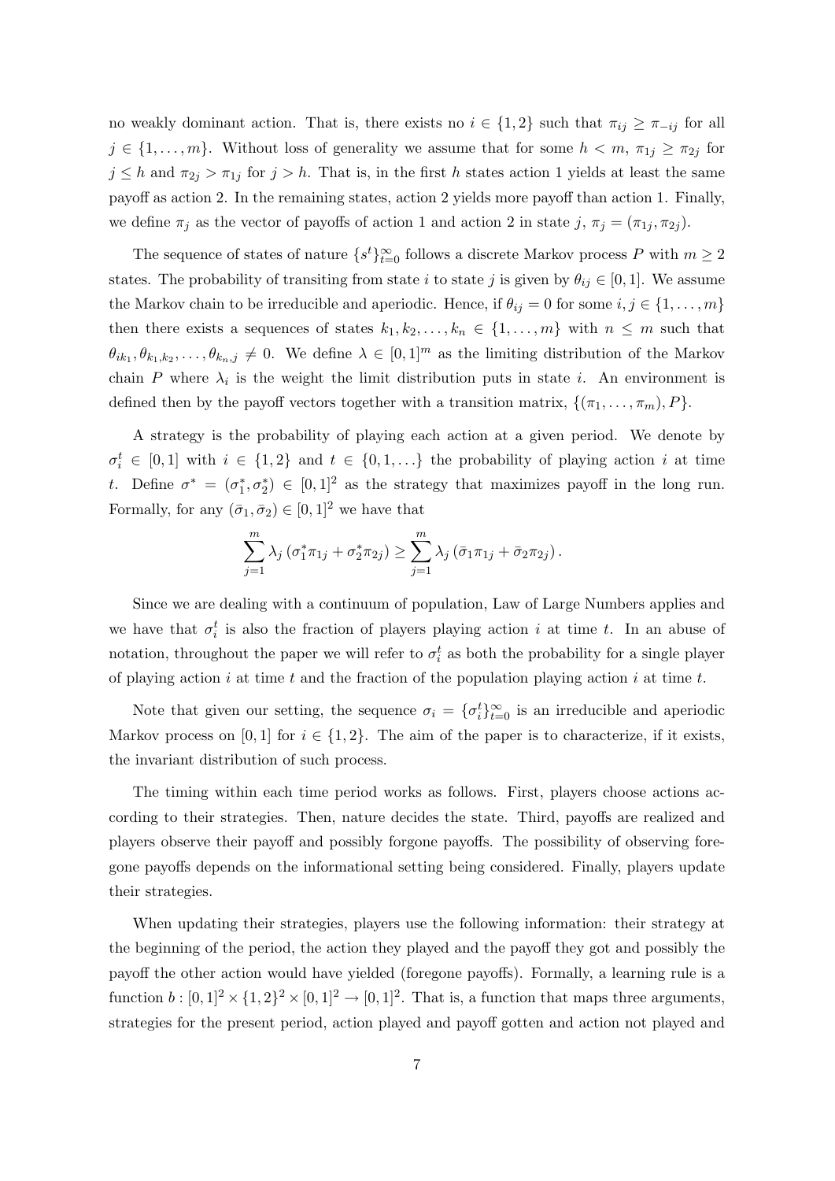no weakly dominant action. That is, there exists no $i \in \{1, 2\}$ such that $\pi_{ij} \geq \pi_{-ij}$ for all $j \in \{1, \ldots, m\}$. Without loss of generality we assume that for some $h < m$, $\pi_{1j} \geq \pi_{2j}$ for $j \leq h$ and $\pi_{2j} > \pi_{1j}$ for $j > h$. That is, in the first $h$ states action 1 yields at least the same payoff as action 2. In the remaining states, action 2 yields more payoff than action 1. Finally, we define $\pi_j$ as the vector of payoffs of action 1 and action 2 in state $j$, $\pi_j = (\pi_{1j}, \pi_{2j})$.

The sequence of states of nature $\{s^t\}_{t=0}^{\infty}$ follows a discrete Markov process $P$ with $m \geq 2$ states. The probability of transiting from state $i$ to state $j$ is given by $\theta_{ij} \in [0, 1]$. We assume the Markov chain to be irreducible and aperiodic. Hence, if $\theta_{ij} = 0$ for some $i, j \in \{1, \ldots, m\}$ then there exists a sequences of states $k_1, k_2, \ldots, k_n \in \{1, \ldots, m\}$ with $n \leq m$ such that $\theta_{ik_1}, \theta_{k_1,k_2}, \ldots, \theta_{k_n,j} \neq 0$. We define $\lambda \in [0, 1]^m$ as the limiting distribution of the Markov chain $P$ where $\lambda_i$ is the weight the limit distribution puts in state $i$. An environment is defined then by the payoff vectors together with a transition matrix, $\{(\pi_1, \ldots, \pi_m), P\}$.

A strategy is the probability of playing each action at a given period. We denote by $\sigma_i^t \in [0, 1]$ with $i \in \{1, 2\}$ and $t \in \{0, 1, \ldots\}$ the probability of playing action $i$ at time $t$. Define $\sigma^* = (\sigma_1^*, \sigma_2^*) \in [0, 1]^2$ as the strategy that maximizes payoff in the long run. Formally, for any $(\bar{\sigma}_1, \bar{\sigma}_2) \in [0, 1]^2$ we have that

$$\sum_{j=1}^{m} \lambda_j \left(\sigma_1^* \pi_{1j} + \sigma_2^* \pi_{2j}\right) \geq \sum_{j=1}^{m} \lambda_j \left(\bar{\sigma}_1 \pi_{1j} + \bar{\sigma}_2 \pi_{2j}\right).$$

Since we are dealing with a continuum of population, Law of Large Numbers applies and we have that $\sigma_i^t$ is also the fraction of players playing action $i$ at time $t$. In an abuse of notation, throughout the paper we will refer to $\sigma_i^t$ as both the probability for a single player of playing action $i$ at time $t$ and the fraction of the population playing action $i$ at time $t$.

Note that given our setting, the sequence $\sigma_i = \{\sigma_i^t\}_{t=0}^{\infty}$ is an irreducible and aperiodic Markov process on $[0, 1]$ for $i \in \{1, 2\}$. The aim of the paper is to characterize, if it exists, the invariant distribution of such process.

The timing within each time period works as follows. First, players choose actions according to their strategies. Then, nature decides the state. Third, payoffs are realized and players observe their payoff and possibly forgone payoffs. The possibility of observing foregone payoffs depends on the informational setting being considered. Finally, players update their strategies.

When updating their strategies, players use the following information: their strategy at the beginning of the period, the action they played and the payoff they got and possibly the payoff the other action would have yielded (foregone payoffs). Formally, a learning rule is a function $b : [0, 1]^2 \times \{1, 2\}^2 \times [0, 1]^2 \to [0, 1]^2$. That is, a function that maps three arguments, strategies for the present period, action played and payoff gotten and action not played and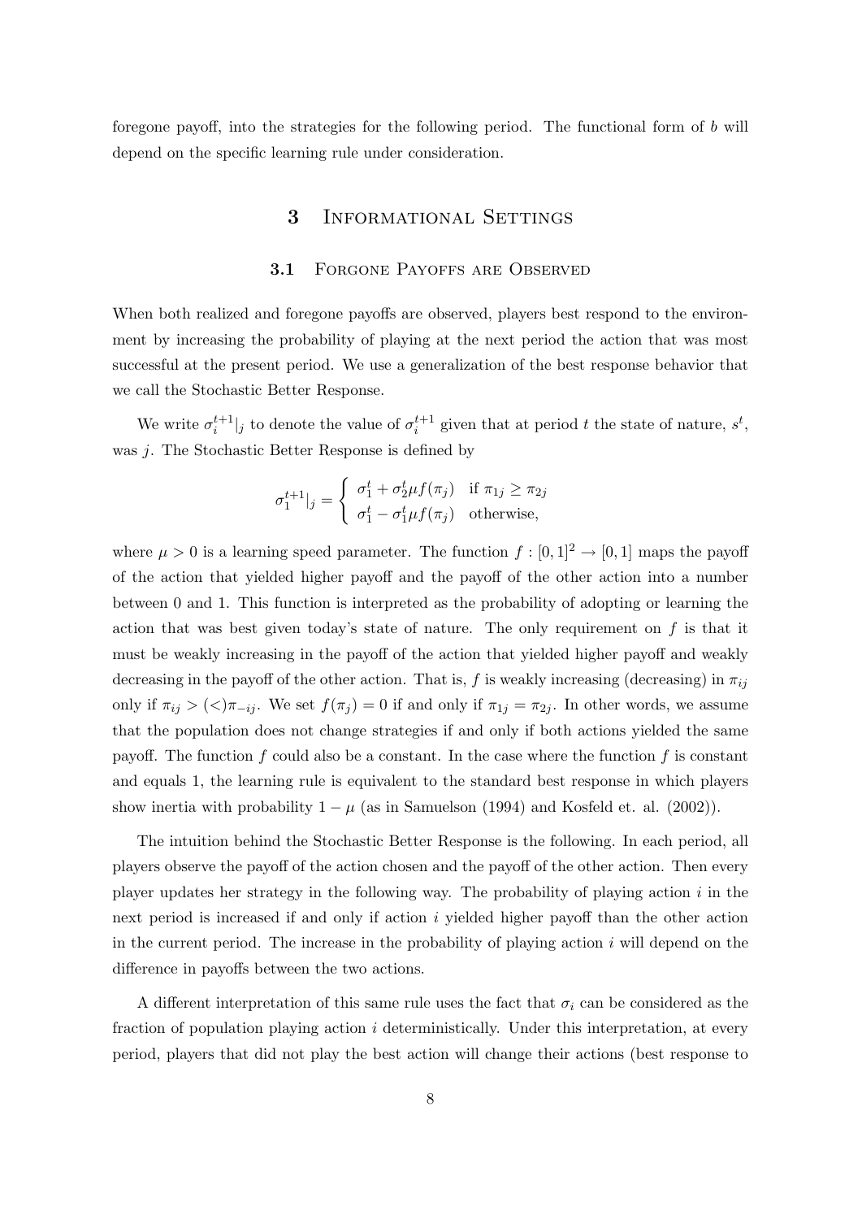foregone payoff, into the strategies for the following period. The functional form of $b$ will depend on the specific learning rule under consideration.

# 3 Informational Settings

## 3.1 Forgone Payoffs are Observed

When both realized and foregone payoffs are observed, players best respond to the environment by increasing the probability of playing at the next period the action that was most successful at the present period. We use a generalization of the best response behavior that we call the Stochastic Better Response.

We write $\sigma_i^{t+1}|_j$ to denote the value of $\sigma_i^{t+1}$ given that at period $t$ the state of nature, $s^t$, was $j$. The Stochastic Better Response is defined by

$$\sigma_1^{t+1}|_j = \begin{cases} \sigma_1^t + \sigma_2^t \mu f(\pi_j) & \text{if } \pi_{1j} \geq \pi_{2j} \\ \sigma_1^t - \sigma_1^t \mu f(\pi_j) & \text{otherwise,} \end{cases}$$

where $\mu > 0$ is a learning speed parameter. The function $f : [0,1]^2 \to [0,1]$ maps the payoff of the action that yielded higher payoff and the payoff of the other action into a number between 0 and 1. This function is interpreted as the probability of adopting or learning the action that was best given today's state of nature. The only requirement on $f$ is that it must be weakly increasing in the payoff of the action that yielded higher payoff and weakly decreasing in the payoff of the other action. That is, $f$ is weakly increasing (decreasing) in $\pi_{ij}$ only if $\pi_{ij} > (<) \pi_{-ij}$. We set $f(\pi_j) = 0$ if and only if $\pi_{1j} = \pi_{2j}$. In other words, we assume that the population does not change strategies if and only if both actions yielded the same payoff. The function $f$ could also be a constant. In the case where the function $f$ is constant and equals 1, the learning rule is equivalent to the standard best response in which players show inertia with probability $1 - \mu$ (as in Samuelson (1994) and Kosfeld et. al. (2002)).

The intuition behind the Stochastic Better Response is the following. In each period, all players observe the payoff of the action chosen and the payoff of the other action. Then every player updates her strategy in the following way. The probability of playing action $i$ in the next period is increased if and only if action $i$ yielded higher payoff than the other action in the current period. The increase in the probability of playing action $i$ will depend on the difference in payoffs between the two actions.

A different interpretation of this same rule uses the fact that $\sigma_i$ can be considered as the fraction of population playing action $i$ deterministically. Under this interpretation, at every period, players that did not play the best action will change their actions (best response to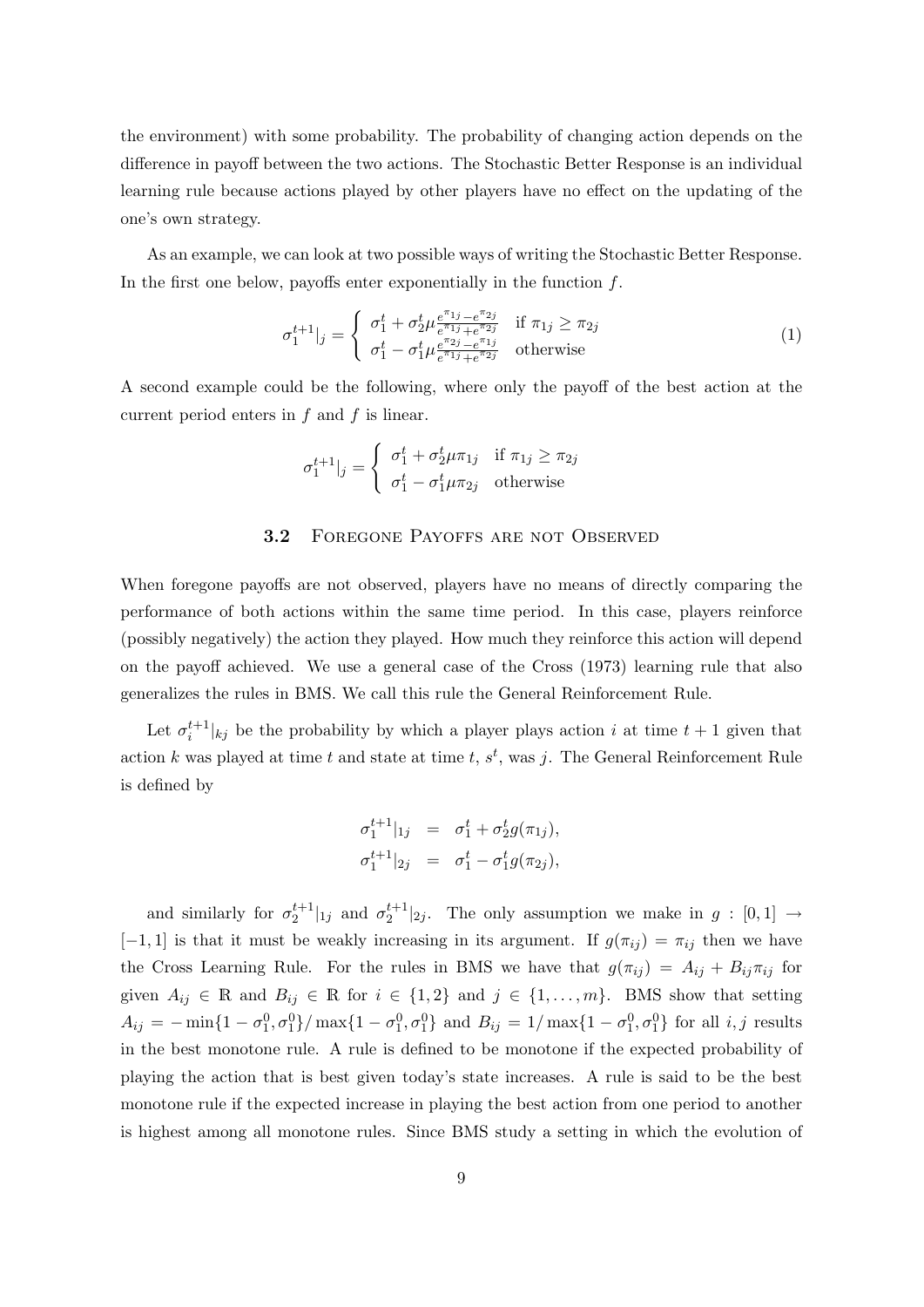the environment) with some probability. The probability of changing action depends on the difference in payoff between the two actions. The Stochastic Better Response is an individual learning rule because actions played by other players have no effect on the updating of the one's own strategy.

As an example, we can look at two possible ways of writing the Stochastic Better Response. In the first one below, payoffs enter exponentially in the function $f$.

$$\sigma_1^{t+1}|_j = \begin{cases} \sigma_1^t + \sigma_2^t \mu \frac{e^{\pi_{1j}} - e^{\pi_{2j}}}{e^{\pi_{1j}} + e^{\pi_{2j}}} & \text{if } \pi_{1j} \geq \pi_{2j} \\ \sigma_1^t - \sigma_1^t \mu \frac{e^{\pi_{2j}} - e^{\pi_{1j}}}{e^{\pi_{1j}} + e^{\pi_{2j}}} & \text{otherwise} \end{cases} \tag{1}$$

A second example could be the following, where only the payoff of the best action at the current period enters in $f$ and $f$ is linear.

$$\sigma_1^{t+1}|_j = \begin{cases} \sigma_1^t + \sigma_2^t \mu \pi_{1j} & \text{if } \pi_{1j} \geq \pi_{2j} \\ \sigma_1^t - \sigma_1^t \mu \pi_{2j} & \text{otherwise} \end{cases}$$

### 3.2 Foregone Payoffs are not Observed

When foregone payoffs are not observed, players have no means of directly comparing the performance of both actions within the same time period. In this case, players reinforce (possibly negatively) the action they played. How much they reinforce this action will depend on the payoff achieved. We use a general case of the Cross (1973) learning rule that also generalizes the rules in BMS. We call this rule the General Reinforcement Rule.

Let $\sigma_i^{t+1}|_{kj}$ be the probability by which a player plays action $i$ at time $t+1$ given that action $k$ was played at time $t$ and state at time $t$, $s^t$, was $j$. The General Reinforcement Rule is defined by

$$\begin{aligned} \sigma_1^{t+1}|_{1j} &= \sigma_1^t + \sigma_2^t g(\pi_{1j}), \\ \sigma_1^{t+1}|_{2j} &= \sigma_1^t - \sigma_1^t g(\pi_{2j}), \end{aligned}$$

and similarly for $\sigma_2^{t+1}|_{1j}$ and $\sigma_2^{t+1}|_{2j}$. The only assumption we make in $g : [0,1] \rightarrow [-1,1]$ is that it must be weakly increasing in its argument. If $g(\pi_{ij}) = \pi_{ij}$ then we have the Cross Learning Rule. For the rules in BMS we have that $g(\pi_{ij}) = A_{ij} + B_{ij}\pi_{ij}$ for given $A_{ij} \in \mathbb{R}$ and $B_{ij} \in \mathbb{R}$ for $i \in \{1,2\}$ and $j \in \{1,\ldots,m\}$. BMS show that setting $A_{ij} = -\min\{1-\sigma_1^0, \sigma_1^0\}/\max\{1-\sigma_1^0, \sigma_1^0\}$ and $B_{ij} = 1/\max\{1-\sigma_1^0, \sigma_1^0\}$ for all $i,j$ results in the best monotone rule. A rule is defined to be monotone if the expected probability of playing the action that is best given today's state increases. A rule is said to be the best monotone rule if the expected increase in playing the best action from one period to another is highest among all monotone rules. Since BMS study a setting in which the evolution of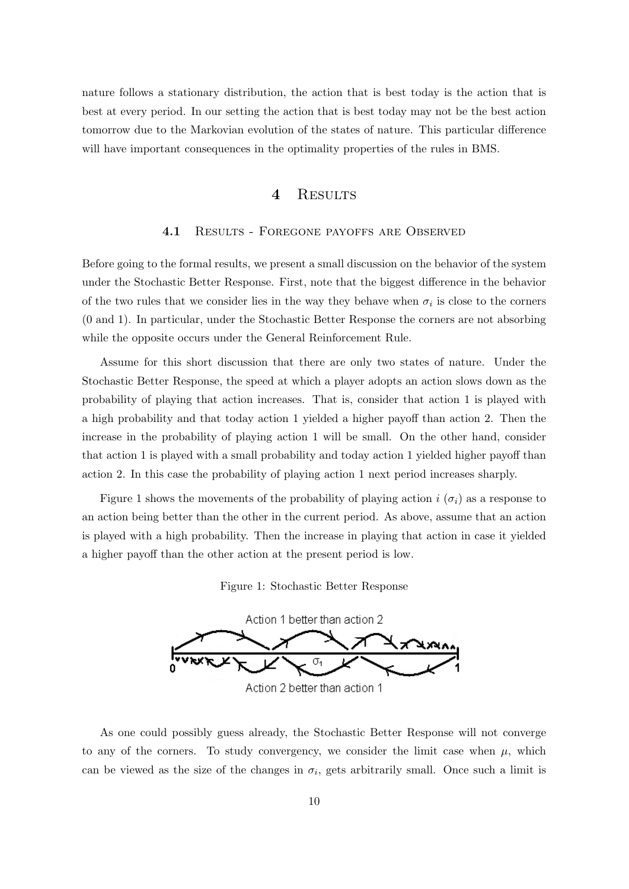nature follows a stationary distribution, the action that is best today is the action that is best at every period. In our setting the action that is best today may not be the best action tomorrow due to the Markovian evolution of the states of nature. This particular difference will have important consequences in the optimality properties of the rules in BMS.

# 4 Results

## 4.1 Results - Foregone payoffs are Observed

Before going to the formal results, we present a small discussion on the behavior of the system under the Stochastic Better Response. First, note that the biggest difference in the behavior of the two rules that we consider lies in the way they behave when $\sigma_i$ is close to the corners (0 and 1). In particular, under the Stochastic Better Response the corners are not absorbing while the opposite occurs under the General Reinforcement Rule.

Assume for this short discussion that there are only two states of nature. Under the Stochastic Better Response, the speed at which a player adopts an action slows down as the probability of playing that action increases. That is, consider that action 1 is played with a high probability and that today action 1 yielded a higher payoff than action 2. Then the increase in the probability of playing action 1 will be small. On the other hand, consider that action 1 is played with a small probability and today action 1 yielded higher payoff than action 2. In this case the probability of playing action 1 next period increases sharply.

Figure 1 shows the movements of the probability of playing action $i$ ($\sigma_i$) as a response to an action being better than the other in the current period. As above, assume that an action is played with a high probability. Then the increase in playing that action in case it yielded a higher payoff than the other action at the present period is low.

Figure 1: Stochastic Better Response

As one could possibly guess already, the Stochastic Better Response will not converge to any of the corners. To study convergency, we consider the limit case when $\mu$, which can be viewed as the size of the changes in $\sigma_i$, gets arbitrarily small. Once such a limit is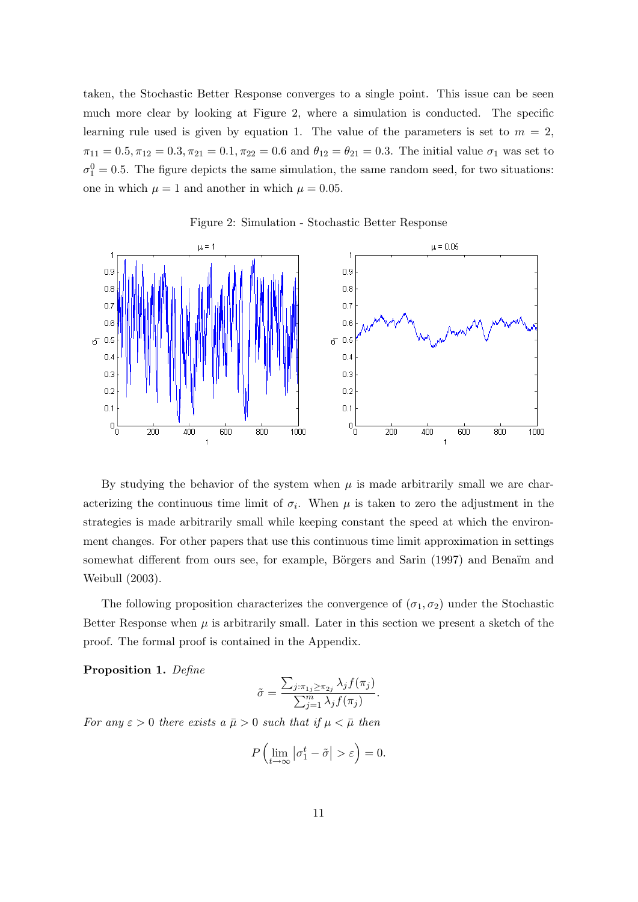taken, the Stochastic Better Response converges to a single point. This issue can be seen much more clear by looking at Figure 2, where a simulation is conducted. The specific learning rule used is given by equation 1. The value of the parameters is set to $m = 2$, $\pi_{11} = 0.5, \pi_{12} = 0.3, \pi_{21} = 0.1, \pi_{22} = 0.6$ and $\theta_{12} = \theta_{21} = 0.3$. The initial value $\sigma_1$ was set to $\sigma_1^0 = 0.5$. The figure depicts the same simulation, the same random seed, for two situations: one in which $\mu = 1$ and another in which $\mu = 0.05$.

Figure 2: Simulation - Stochastic Better Response

By studying the behavior of the system when $\mu$ is made arbitrarily small we are characterizing the continuous time limit of $\sigma_i$. When $\mu$ is taken to zero the adjustment in the strategies is made arbitrarily small while keeping constant the speed at which the environment changes. For other papers that use this continuous time limit approximation in settings somewhat different from ours see, for example, Börgers and Sarin (1997) and Benaïm and Weibull (2003).

The following proposition characterizes the convergence of $(\sigma_1, \sigma_2)$ under the Stochastic Better Response when $\mu$ is arbitrarily small. Later in this section we present a sketch of the proof. The formal proof is contained in the Appendix.

**Proposition 1.** *Define*

$$\tilde{\sigma} = \frac{\sum_{j:\pi_{1j} \geq \pi_{2j}} \lambda_j f(\pi_j)}{\sum_{j=1}^{m} \lambda_j f(\pi_j)}.$$

*For any $\varepsilon > 0$ there exists a $\bar{\mu} > 0$ such that if $\mu < \bar{\mu}$ then*

$$P\left(\lim_{t \to \infty} \left|\sigma_1^t - \tilde{\sigma}\right| > \varepsilon\right) = 0.$$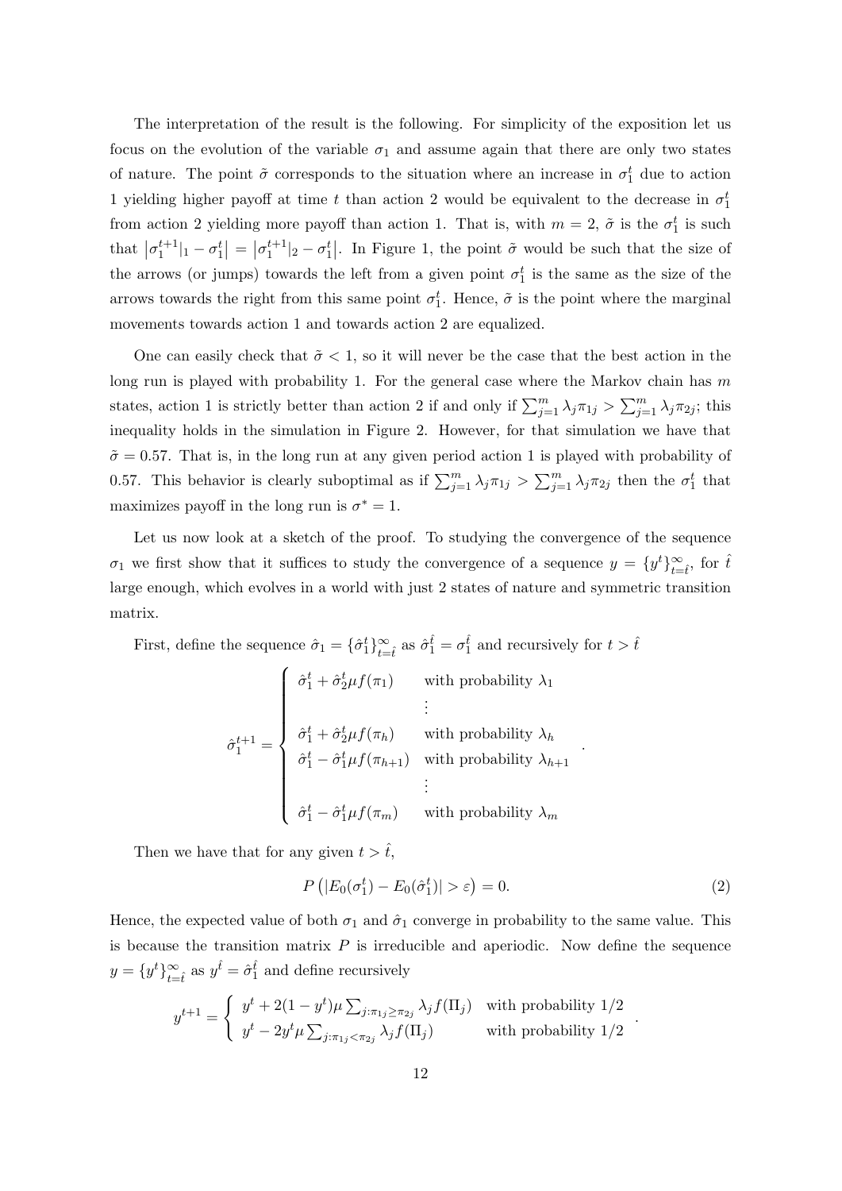The interpretation of the result is the following. For simplicity of the exposition let us focus on the evolution of the variable $\sigma_1$ and assume again that there are only two states of nature. The point $\tilde{\sigma}$ corresponds to the situation where an increase in $\sigma_1^t$ due to action 1 yielding higher payoff at time $t$ than action 2 would be equivalent to the decrease in $\sigma_1^t$ from action 2 yielding more payoff than action 1. That is, with $m = 2$, $\tilde{\sigma}$ is the $\sigma_1^t$ is such that $\left|\sigma_1^{t+1}|_1 - \sigma_1^t\right| = \left|\sigma_1^{t+1}|_2 - \sigma_1^t\right|$. In Figure 1, the point $\tilde{\sigma}$ would be such that the size of the arrows (or jumps) towards the left from a given point $\sigma_1^t$ is the same as the size of the arrows towards the right from this same point $\sigma_1^t$. Hence, $\tilde{\sigma}$ is the point where the marginal movements towards action 1 and towards action 2 are equalized.

One can easily check that $\tilde{\sigma} < 1$, so it will never be the case that the best action in the long run is played with probability 1. For the general case where the Markov chain has $m$ states, action 1 is strictly better than action 2 if and only if $\sum_{j=1}^{m} \lambda_j \pi_{1j} > \sum_{j=1}^{m} \lambda_j \pi_{2j}$; this inequality holds in the simulation in Figure 2. However, for that simulation we have that $\tilde{\sigma} = 0.57$. That is, in the long run at any given period action 1 is played with probability of 0.57. This behavior is clearly suboptimal as if $\sum_{j=1}^{m} \lambda_j \pi_{1j} > \sum_{j=1}^{m} \lambda_j \pi_{2j}$ then the $\sigma_1^t$ that maximizes payoff in the long run is $\sigma^* = 1$.

Let us now look at a sketch of the proof. To studying the convergence of the sequence $\sigma_1$ we first show that it suffices to study the convergence of a sequence $y = \{y^t\}_{t=\hat{t}}^{\infty}$, for $\hat{t}$ large enough, which evolves in a world with just 2 states of nature and symmetric transition matrix.

First, define the sequence $\hat{\sigma}_1 = \{\hat{\sigma}_1^t\}_{t=\hat{t}}^{\infty}$ as $\hat{\sigma}_1^{\hat{t}} = \sigma_1^{\hat{t}}$ and recursively for $t > \hat{t}$

$$
\hat{\sigma}_1^{t+1} = \begin{cases} \hat{\sigma}_1^t + \hat{\sigma}_2^t \mu f(\pi_1) & \text{with probability } \lambda_1 \\ \vdots & \\ \hat{\sigma}_1^t + \hat{\sigma}_2^t \mu f(\pi_h) & \text{with probability } \lambda_h \\ \hat{\sigma}_1^t - \hat{\sigma}_1^t \mu f(\pi_{h+1}) & \text{with probability } \lambda_{h+1} \\ \vdots & \\ \hat{\sigma}_1^t - \hat{\sigma}_1^t \mu f(\pi_m) & \text{with probability } \lambda_m \end{cases}.
$$

Then we have that for any given $t > \hat{t}$,

$$
P\left(|E_0(\sigma_1^t) - E_0(\hat{\sigma}_1^t)| > \varepsilon\right) = 0. \tag{2}
$$

Hence, the expected value of both $\sigma_1$ and $\hat{\sigma}_1$ converge in probability to the same value. This is because the transition matrix $P$ is irreducible and aperiodic. Now define the sequence $y = \{y^t\}_{t=\hat{t}}^{\infty}$ as $y^{\hat{t}} = \hat{\sigma}_1^{\hat{t}}$ and define recursively

$$
y^{t+1} = \begin{cases} y^t + 2(1 - y^t)\mu \sum_{j:\pi_{1j} \geq \pi_{2j}} \lambda_j f(\Pi_j) & \text{with probability } 1/2 \\ y^t - 2y^t \mu \sum_{j:\pi_{1j} < \pi_{2j}} \lambda_j f(\Pi_j) & \text{with probability } 1/2 \end{cases}.
$$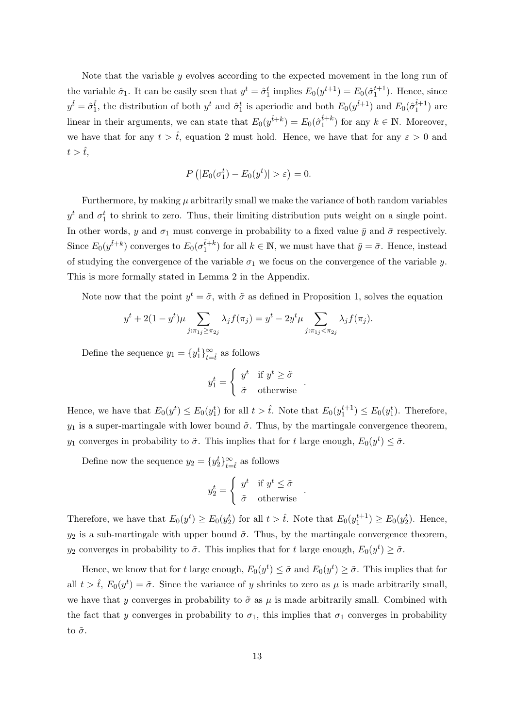Note that the variable $y$ evolves according to the expected movement in the long run of the variable $\hat{\sigma}_1$. It can be easily seen that $y^t = \hat{\sigma}_1^t$ implies $E_0(y^{t+1}) = E_0(\hat{\sigma}_1^{t+1})$. Hence, since $y^{\hat{t}} = \hat{\sigma}_1^{\hat{t}}$, the distribution of both $y^t$ and $\hat{\sigma}_1^t$ is aperiodic and both $E_0(y^{\hat{t}+1})$ and $E_0(\hat{\sigma}_1^{\hat{t}+1})$ are linear in their arguments, we can state that $E_0(y^{\hat{t}+k}) = E_0(\hat{\sigma}_1^{\hat{t}+k})$ for any $k \in \mathbb{N}$. Moreover, we have that for any $t > \hat{t}$, equation 2 must hold. Hence, we have that for any $\varepsilon > 0$ and $t > \hat{t}$,

$$P\left(|E_0(\sigma_1^t) - E_0(y^t)| > \varepsilon\right) = 0.$$

Furthermore, by making $\mu$ arbitrarily small we make the variance of both random variables $y^t$ and $\sigma_1^t$ to shrink to zero. Thus, their limiting distribution puts weight on a single point. In other words, $y$ and $\sigma_1$ must converge in probability to a fixed value $\bar{y}$ and $\bar{\sigma}$ respectively. Since $E_0(y^{\hat{t}+k})$ converges to $E_0(\sigma_1^{\hat{t}+k})$ for all $k \in \mathbb{N}$, we must have that $\bar{y} = \bar{\sigma}$. Hence, instead of studying the convergence of the variable $\sigma_1$ we focus on the convergence of the variable $y$. This is more formally stated in Lemma 2 in the Appendix.

Note now that the point $y^t = \tilde{\sigma}$, with $\tilde{\sigma}$ as defined in Proposition 1, solves the equation

$$y^t + 2(1 - y^t)\mu \sum_{j:\pi_{1j} \geq \pi_{2j}} \lambda_j f(\pi_j) = y^t - 2y^t\mu \sum_{j:\pi_{1j} < \pi_{2j}} \lambda_j f(\pi_j).$$

Define the sequence $y_1 = \{y_1^t\}_{t=\hat{t}}^{\infty}$ as follows

$$y_1^t = \begin{cases} y^t & \text{if } y^t \geq \tilde{\sigma} \\ \tilde{\sigma} & \text{otherwise} \end{cases}.$$

Hence, we have that $E_0(y^t) \leq E_0(y_1^t)$ for all $t > \hat{t}$. Note that $E_0(y_1^{t+1}) \leq E_0(y_1^t)$. Therefore, $y_1$ is a super-martingale with lower bound $\tilde{\sigma}$. Thus, by the martingale convergence theorem, $y_1$ converges in probability to $\tilde{\sigma}$. This implies that for $t$ large enough, $E_0(y^t) \leq \tilde{\sigma}$.

Define now the sequence $y_2 = \{y_2^t\}_{t=\hat{t}}^{\infty}$ as follows

$$y_2^t = \begin{cases} y^t & \text{if } y^t \leq \tilde{\sigma} \\ \tilde{\sigma} & \text{otherwise} \end{cases}.$$

Therefore, we have that $E_0(y^t) \geq E_0(y_2^t)$ for all $t > \hat{t}$. Note that $E_0(y_1^{t+1}) \geq E_0(y_2^t)$. Hence, $y_2$ is a sub-martingale with upper bound $\tilde{\sigma}$. Thus, by the martingale convergence theorem, $y_2$ converges in probability to $\tilde{\sigma}$. This implies that for $t$ large enough, $E_0(y^t) \geq \tilde{\sigma}$.

Hence, we know that for $t$ large enough, $E_0(y^t) \leq \tilde{\sigma}$ and $E_0(y^t) \geq \tilde{\sigma}$. This implies that for all $t > \hat{t}$, $E_0(y^t) = \tilde{\sigma}$. Since the variance of $y$ shrinks to zero as $\mu$ is made arbitrarily small, we have that $y$ converges in probability to $\tilde{\sigma}$ as $\mu$ is made arbitrarily small. Combined with the fact that $y$ converges in probability to $\sigma_1$, this implies that $\sigma_1$ converges in probability to $\tilde{\sigma}$.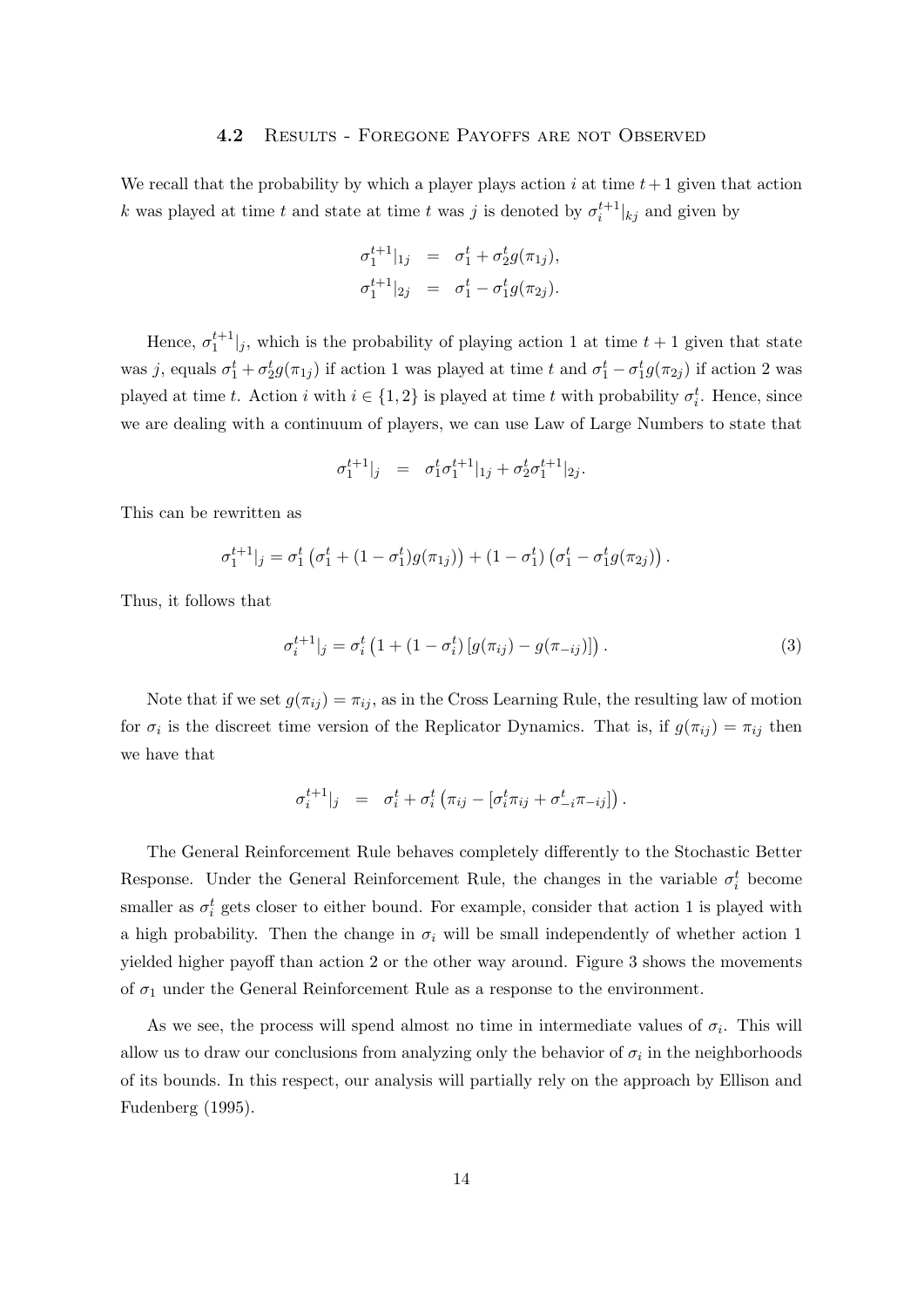### 4.2 Results - Foregone Payoffs are not Observed

We recall that the probability by which a player plays action $i$ at time $t+1$ given that action $k$ was played at time $t$ and state at time $t$ was $j$ is denoted by $\sigma_i^{t+1}|_{kj}$ and given by

$$
\begin{aligned}
\sigma_1^{t+1}|_{1j} &= \sigma_1^t + \sigma_2^t g(\pi_{1j}), \\
\sigma_1^{t+1}|_{2j} &= \sigma_1^t - \sigma_1^t g(\pi_{2j}).
\end{aligned}
$$

Hence, $\sigma_1^{t+1}|_j$, which is the probability of playing action 1 at time $t+1$ given that state was $j$, equals $\sigma_1^t + \sigma_2^t g(\pi_{1j})$ if action 1 was played at time $t$ and $\sigma_1^t - \sigma_1^t g(\pi_{2j})$ if action 2 was played at time $t$. Action $i$ with $i \in \{1, 2\}$ is played at time $t$ with probability $\sigma_i^t$. Hence, since we are dealing with a continuum of players, we can use Law of Large Numbers to state that

$$
\sigma_1^{t+1}|_j = \sigma_1^t \sigma_1^{t+1}|_{1j} + \sigma_2^t \sigma_1^{t+1}|_{2j}.
$$

This can be rewritten as

$$
\sigma_1^{t+1}|_j = \sigma_1^t \left( \sigma_1^t + (1 - \sigma_1^t) g(\pi_{1j}) \right) + (1 - \sigma_1^t) \left( \sigma_1^t - \sigma_1^t g(\pi_{2j}) \right).
$$

Thus, it follows that

$$
\sigma_i^{t+1}|_j = \sigma_i^t \left( 1 + (1 - \sigma_i^t) \left[ g(\pi_{ij}) - g(\pi_{-ij}) \right] \right). \tag{3}
$$

Note that if we set $g(\pi_{ij}) = \pi_{ij}$, as in the Cross Learning Rule, the resulting law of motion for $\sigma_i$ is the discreet time version of the Replicator Dynamics. That is, if $g(\pi_{ij}) = \pi_{ij}$ then we have that

$$
\sigma_i^{t+1}|_j = \sigma_i^t + \sigma_i^t \left( \pi_{ij} - [\sigma_i^t \pi_{ij} + \sigma_{-i}^t \pi_{-ij}] \right).
$$

The General Reinforcement Rule behaves completely differently to the Stochastic Better Response. Under the General Reinforcement Rule, the changes in the variable $\sigma_i^t$ become smaller as $\sigma_i^t$ gets closer to either bound. For example, consider that action 1 is played with a high probability. Then the change in $\sigma_i$ will be small independently of whether action 1 yielded higher payoff than action 2 or the other way around. Figure 3 shows the movements of $\sigma_1$ under the General Reinforcement Rule as a response to the environment.

As we see, the process will spend almost no time in intermediate values of $\sigma_i$. This will allow us to draw our conclusions from analyzing only the behavior of $\sigma_i$ in the neighborhoods of its bounds. In this respect, our analysis will partially rely on the approach by Ellison and Fudenberg (1995).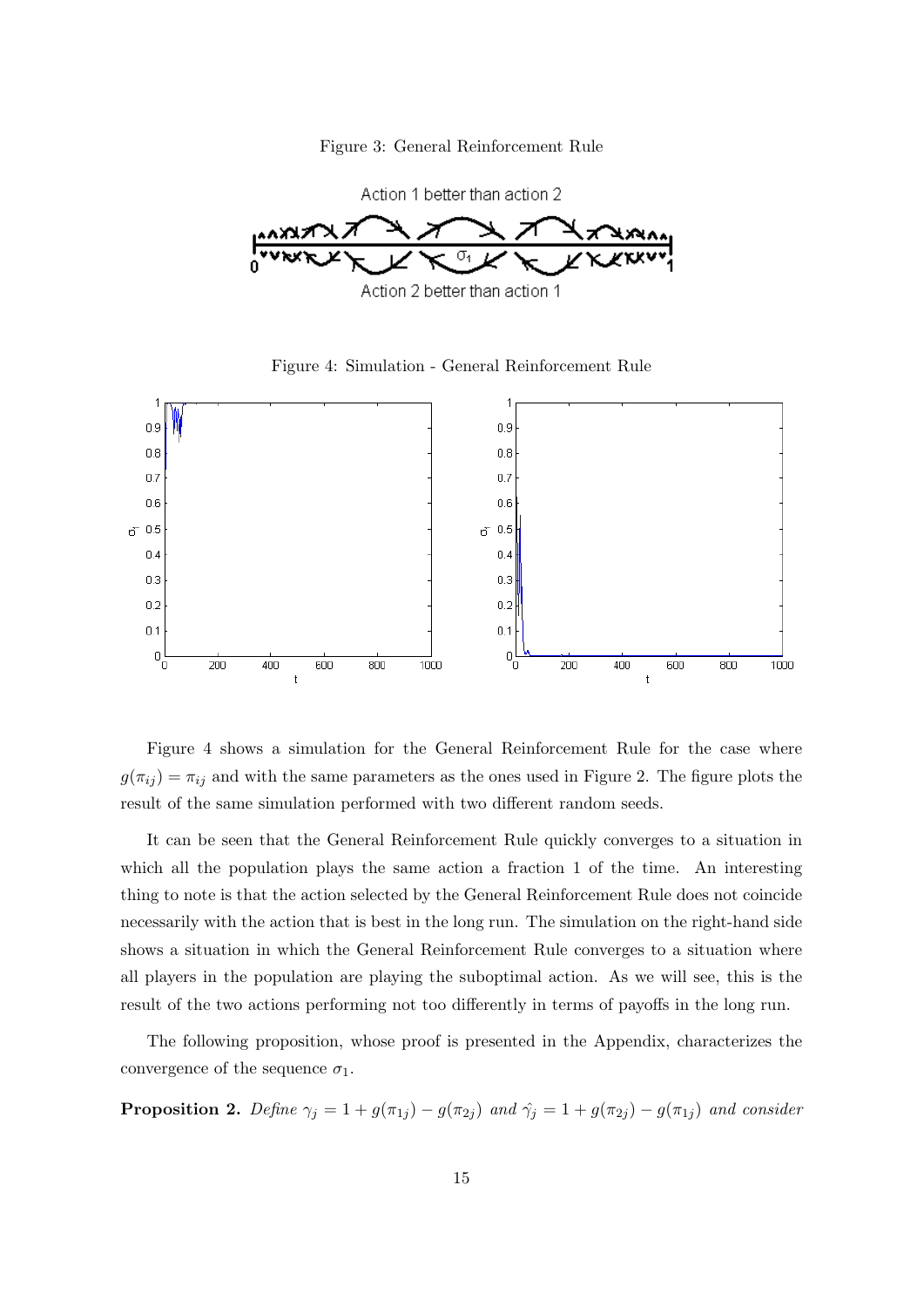Figure 3: General Reinforcement Rule

Figure 4: Simulation - General Reinforcement Rule

Figure 4 shows a simulation for the General Reinforcement Rule for the case where $g(\pi_{ij}) = \pi_{ij}$ and with the same parameters as the ones used in Figure 2. The figure plots the result of the same simulation performed with two different random seeds.

It can be seen that the General Reinforcement Rule quickly converges to a situation in which all the population plays the same action a fraction 1 of the time. An interesting thing to note is that the action selected by the General Reinforcement Rule does not coincide necessarily with the action that is best in the long run. The simulation on the right-hand side shows a situation in which the General Reinforcement Rule converges to a situation where all players in the population are playing the suboptimal action. As we will see, this is the result of the two actions performing not too differently in terms of payoffs in the long run.

The following proposition, whose proof is presented in the Appendix, characterizes the convergence of the sequence $\sigma_1$.

**Proposition 2.** *Define* $\gamma_j = 1 + g(\pi_{1j}) - g(\pi_{2j})$ *and* $\hat{\gamma}_j = 1 + g(\pi_{2j}) - g(\pi_{1j})$ *and consider*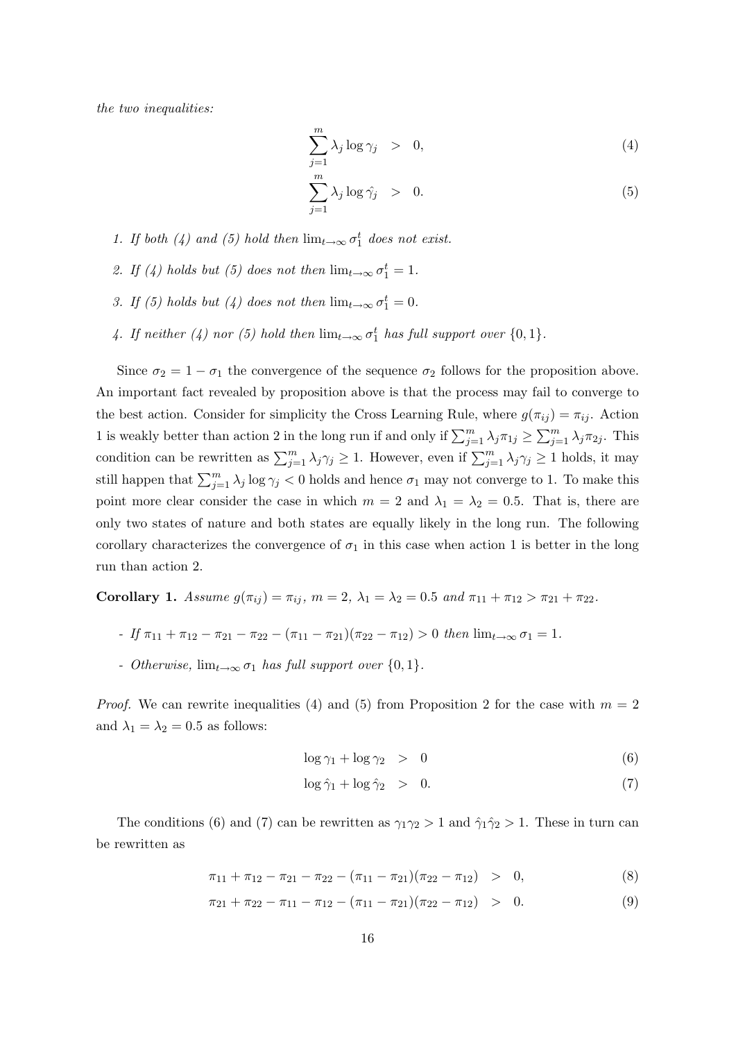*the two inequalities:*

$$\sum_{j=1}^{m} \lambda_j \log \gamma_j \quad > \quad 0, \tag{4}$$

$$\sum_{j=1}^{m} \lambda_j \log \hat{\gamma}_j \quad > \quad 0. \tag{5}$$

1. *If both (4) and (5) hold then* $\lim_{t\to\infty} \sigma_1^t$ *does not exist.*
2. *If (4) holds but (5) does not then* $\lim_{t\to\infty} \sigma_1^t = 1$.
3. *If (5) holds but (4) does not then* $\lim_{t\to\infty} \sigma_1^t = 0$.
4. *If neither (4) nor (5) hold then* $\lim_{t\to\infty} \sigma_1^t$ *has full support over* $\{0, 1\}$.

Since $\sigma_2 = 1 - \sigma_1$ the convergence of the sequence $\sigma_2$ follows for the proposition above. An important fact revealed by proposition above is that the process may fail to converge to the best action. Consider for simplicity the Cross Learning Rule, where $g(\pi_{ij}) = \pi_{ij}$. Action 1 is weakly better than action 2 in the long run if and only if $\sum_{j=1}^{m} \lambda_j \pi_{1j} \geq \sum_{j=1}^{m} \lambda_j \pi_{2j}$. This condition can be rewritten as $\sum_{j=1}^{m} \lambda_j \gamma_j \geq 1$. However, even if $\sum_{j=1}^{m} \lambda_j \gamma_j \geq 1$ holds, it may still happen that $\sum_{j=1}^{m} \lambda_j \log \gamma_j < 0$ holds and hence $\sigma_1$ may not converge to 1. To make this point more clear consider the case in which $m = 2$ and $\lambda_1 = \lambda_2 = 0.5$. That is, there are only two states of nature and both states are equally likely in the long run. The following corollary characterizes the convergence of $\sigma_1$ in this case when action 1 is better in the long run than action 2.

**Corollary 1.** *Assume* $g(\pi_{ij}) = \pi_{ij}$, $m = 2$, $\lambda_1 = \lambda_2 = 0.5$ *and* $\pi_{11} + \pi_{12} > \pi_{21} + \pi_{22}$.

- *If* $\pi_{11} + \pi_{12} - \pi_{21} - \pi_{22} - (\pi_{11} - \pi_{21})(\pi_{22} - \pi_{12}) > 0$ *then* $\lim_{t\to\infty} \sigma_1 = 1$.
- *Otherwise,* $\lim_{t\to\infty} \sigma_1$ *has full support over* $\{0, 1\}$.

*Proof.* We can rewrite inequalities (4) and (5) from Proposition 2 for the case with $m = 2$ and $\lambda_1 = \lambda_2 = 0.5$ as follows:

$$\log \gamma_1 + \log \gamma_2 \quad > \quad 0 \tag{6}$$

$$\log \hat{\gamma}_1 + \log \hat{\gamma}_2 \quad > \quad 0. \tag{7}$$

The conditions (6) and (7) can be rewritten as $\gamma_1 \gamma_2 > 1$ and $\hat{\gamma}_1 \hat{\gamma}_2 > 1$. These in turn can be rewritten as

$$\pi_{11} + \pi_{12} - \pi_{21} - \pi_{22} - (\pi_{11} - \pi_{21})(\pi_{22} - \pi_{12}) \quad > \quad 0, \tag{8}$$

$$\pi_{21} + \pi_{22} - \pi_{11} - \pi_{12} - (\pi_{11} - \pi_{21})(\pi_{22} - \pi_{12}) \quad > \quad 0. \tag{9}$$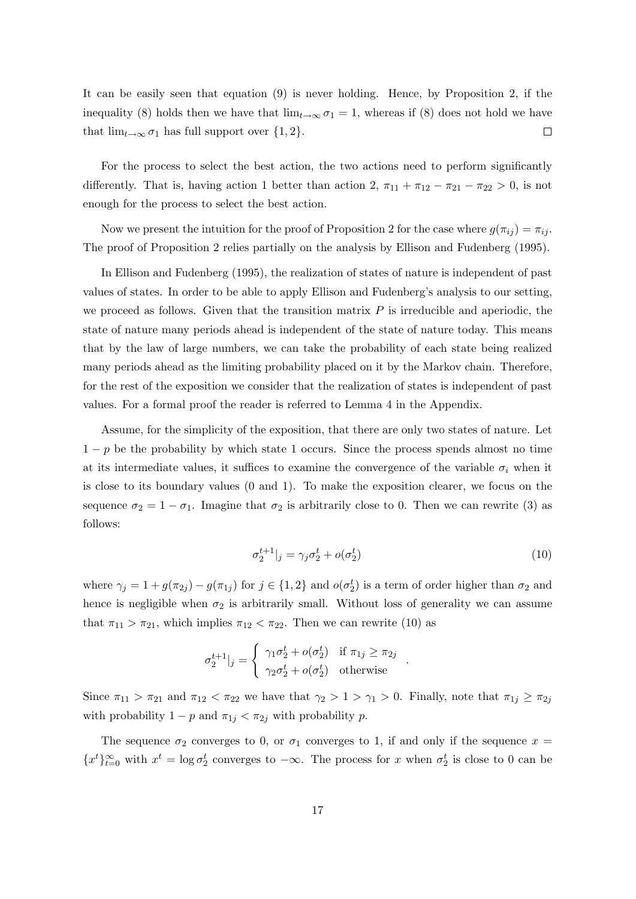It can be easily seen that equation (9) is never holding. Hence, by Proposition 2, if the inequality (8) holds then we have that $\lim_{t\to\infty} \sigma_1 = 1$, whereas if (8) does not hold we have that $\lim_{t\to\infty} \sigma_1$ has full support over $\{1, 2\}$. $\square$

For the process to select the best action, the two actions need to perform significantly differently. That is, having action 1 better than action 2, $\pi_{11} + \pi_{12} - \pi_{21} - \pi_{22} > 0$, is not enough for the process to select the best action.

Now we present the intuition for the proof of Proposition 2 for the case where $g(\pi_{ij}) = \pi_{ij}$. The proof of Proposition 2 relies partially on the analysis by Ellison and Fudenberg (1995).

In Ellison and Fudenberg (1995), the realization of states of nature is independent of past values of states. In order to be able to apply Ellison and Fudenberg's analysis to our setting, we proceed as follows. Given that the transition matrix $P$ is irreducible and aperiodic, the state of nature many periods ahead is independent of the state of nature today. This means that by the law of large numbers, we can take the probability of each state being realized many periods ahead as the limiting probability placed on it by the Markov chain. Therefore, for the rest of the exposition we consider that the realization of states is independent of past values. For a formal proof the reader is referred to Lemma 4 in the Appendix.

Assume, for the simplicity of the exposition, that there are only two states of nature. Let $1 - p$ be the probability by which state 1 occurs. Since the process spends almost no time at its intermediate values, it suffices to examine the convergence of the variable $\sigma_i$ when it is close to its boundary values (0 and 1). To make the exposition clearer, we focus on the sequence $\sigma_2 = 1 - \sigma_1$. Imagine that $\sigma_2$ is arbitrarily close to 0. Then we can rewrite (3) as follows:

$$\sigma_2^{t+1}|_j = \gamma_j \sigma_2^t + o(\sigma_2^t) \tag{10}$$

where $\gamma_j = 1 + g(\pi_{2j}) - g(\pi_{1j})$ for $j \in \{1, 2\}$ and $o(\sigma_2^t)$ is a term of order higher than $\sigma_2$ and hence is negligible when $\sigma_2$ is arbitrarily small. Without loss of generality we can assume that $\pi_{11} > \pi_{21}$, which implies $\pi_{12} < \pi_{22}$. Then we can rewrite (10) as

$$\sigma_2^{t+1}|_j = \begin{cases} \gamma_1 \sigma_2^t + o(\sigma_2^t) & \text{if } \pi_{1j} \geq \pi_{2j} \\ \gamma_2 \sigma_2^t + o(\sigma_2^t) & \text{otherwise} \end{cases} .$$

Since $\pi_{11} > \pi_{21}$ and $\pi_{12} < \pi_{22}$ we have that $\gamma_2 > 1 > \gamma_1 > 0$. Finally, note that $\pi_{1j} \geq \pi_{2j}$ with probability $1 - p$ and $\pi_{1j} < \pi_{2j}$ with probability $p$.

The sequence $\sigma_2$ converges to 0, or $\sigma_1$ converges to 1, if and only if the sequence $x = \{x^t\}_{t=0}^{\infty}$ with $x^t = \log \sigma_2^t$ converges to $-\infty$. The process for $x$ when $\sigma_2^t$ is close to 0 can be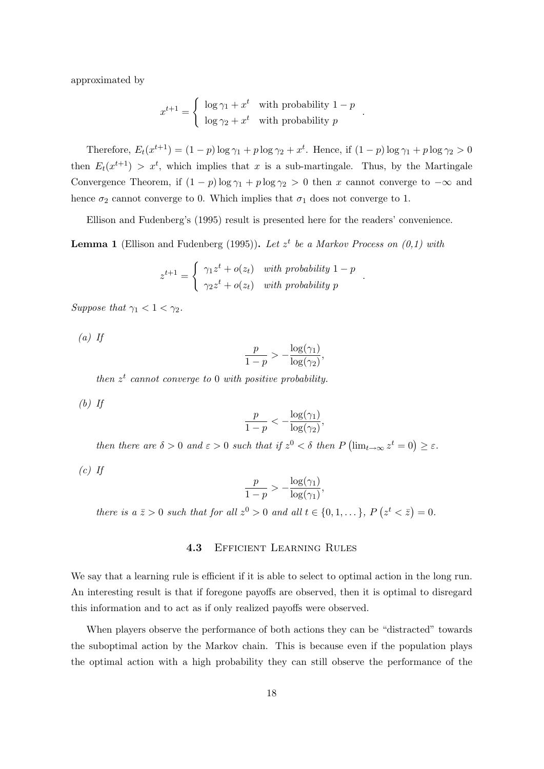approximated by

$$x^{t+1} = \begin{cases} \log \gamma_1 + x^t & \text{with probability } 1-p \\ \log \gamma_2 + x^t & \text{with probability } p \end{cases}.$$

Therefore, $E_t(x^{t+1}) = (1-p)\log\gamma_1 + p\log\gamma_2 + x^t$. Hence, if $(1-p)\log\gamma_1 + p\log\gamma_2 > 0$ then $E_t(x^{t+1}) > x^t$, which implies that $x$ is a sub-martingale. Thus, by the Martingale Convergence Theorem, if $(1-p)\log\gamma_1 + p\log\gamma_2 > 0$ then $x$ cannot converge to $-\infty$ and hence $\sigma_2$ cannot converge to 0. Which implies that $\sigma_1$ does not converge to 1.

Ellison and Fudenberg's (1995) result is presented here for the readers' convenience.

**Lemma 1** (Ellison and Fudenberg (1995))**.** *Let $z^t$ be a Markov Process on (0,1) with*

$$z^{t+1} = \begin{cases} \gamma_1 z^t + o(z_t) & \text{with probability } 1-p \\ \gamma_2 z^t + o(z_t) & \text{with probability } p \end{cases}.$$

*Suppose that $\gamma_1 < 1 < \gamma_2$.*

*(a) If*

$$\frac{p}{1-p} > -\frac{\log(\gamma_1)}{\log(\gamma_2)},$$

*then $z^t$ cannot converge to 0 with positive probability.*

*(b) If*

$$\frac{p}{1-p} < -\frac{\log(\gamma_1)}{\log(\gamma_2)},$$

*then there are $\delta > 0$ and $\varepsilon > 0$ such that if $z^0 < \delta$ then $P\left(\lim_{t\to\infty} z^t = 0\right) \geq \varepsilon$.*

*(c) If*

$$\frac{p}{1-p} > -\frac{\log(\gamma_1)}{\log(\gamma_1)},$$

*there is a $\bar{z} > 0$ such that for all $z^0 > 0$ and all $t \in \{0, 1, \dots\}$, $P\left(z^t < \bar{z}\right) = 0$.*

### 4.3 Efficient Learning Rules

We say that a learning rule is efficient if it is able to select to optimal action in the long run. An interesting result is that if foregone payoffs are observed, then it is optimal to disregard this information and to act as if only realized payoffs were observed.

When players observe the performance of both actions they can be "distracted" towards the suboptimal action by the Markov chain. This is because even if the population plays the optimal action with a high probability they can still observe the performance of the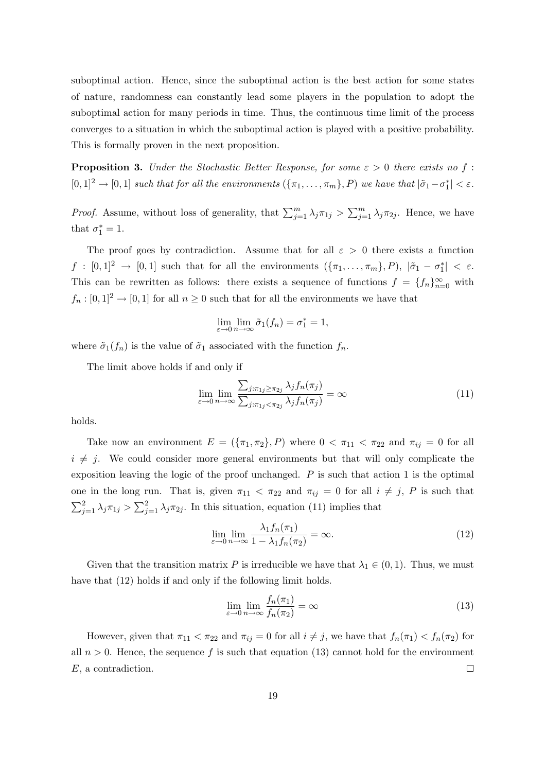suboptimal action. Hence, since the suboptimal action is the best action for some states of nature, randomness can constantly lead some players in the population to adopt the suboptimal action for many periods in time. Thus, the continuous time limit of the process converges to a situation in which the suboptimal action is played with a positive probability. This is formally proven in the next proposition.

**Proposition 3.** *Under the Stochastic Better Response, for some $\varepsilon > 0$ there exists no $f : [0,1]^2 \to [0,1]$ such that for all the environments $(\{\pi_1, \ldots, \pi_m\}, P)$ we have that $|\tilde{\sigma}_1 - \sigma_1^*| < \varepsilon$.*

*Proof.* Assume, without loss of generality, that $\sum_{j=1}^{m} \lambda_j \pi_{1j} > \sum_{j=1}^{m} \lambda_j \pi_{2j}$. Hence, we have that $\sigma_1^* = 1$.

The proof goes by contradiction. Assume that for all $\varepsilon > 0$ there exists a function $f : [0,1]^2 \to [0,1]$ such that for all the environments $(\{\pi_1, \ldots, \pi_m\}, P)$, $|\tilde{\sigma}_1 - \sigma_1^*| < \varepsilon$. This can be rewritten as follows: there exists a sequence of functions $f = \{f_n\}_{n=0}^{\infty}$ with $f_n : [0,1]^2 \to [0,1]$ for all $n \geq 0$ such that for all the environments we have that

$$\lim_{\varepsilon \to 0} \lim_{n \to \infty} \tilde{\sigma}_1(f_n) = \sigma_1^* = 1,$$

where $\tilde{\sigma}_1(f_n)$ is the value of $\tilde{\sigma}_1$ associated with the function $f_n$.

The limit above holds if and only if

$$\lim_{\varepsilon \to 0} \lim_{n \to \infty} \frac{\sum_{j:\pi_{1j} \geq \pi_{2j}} \lambda_j f_n(\pi_j)}{\sum_{j:\pi_{1j} < \pi_{2j}} \lambda_j f_n(\pi_j)} = \infty \tag{11}$$

holds.

Take now an environment $E = (\{\pi_1, \pi_2\}, P)$ where $0 < \pi_{11} < \pi_{22}$ and $\pi_{ij} = 0$ for all $i \neq j$. We could consider more general environments but that will only complicate the exposition leaving the logic of the proof unchanged. $P$ is such that action 1 is the optimal one in the long run. That is, given $\pi_{11} < \pi_{22}$ and $\pi_{ij} = 0$ for all $i \neq j$, $P$ is such that $\sum_{j=1}^{2} \lambda_j \pi_{1j} > \sum_{j=1}^{2} \lambda_j \pi_{2j}$. In this situation, equation (11) implies that

$$\lim_{\varepsilon \to 0} \lim_{n \to \infty} \frac{\lambda_1 f_n(\pi_1)}{1 - \lambda_1 f_n(\pi_2)} = \infty. \tag{12}$$

Given that the transition matrix $P$ is irreducible we have that $\lambda_1 \in (0,1)$. Thus, we must have that (12) holds if and only if the following limit holds.

$$\lim_{\varepsilon \to 0} \lim_{n \to \infty} \frac{f_n(\pi_1)}{f_n(\pi_2)} = \infty \tag{13}$$

However, given that $\pi_{11} < \pi_{22}$ and $\pi_{ij} = 0$ for all $i \neq j$, we have that $f_n(\pi_1) < f_n(\pi_2)$ for all $n > 0$. Hence, the sequence $f$ is such that equation (13) cannot hold for the environment $E$, a contradiction. $\square$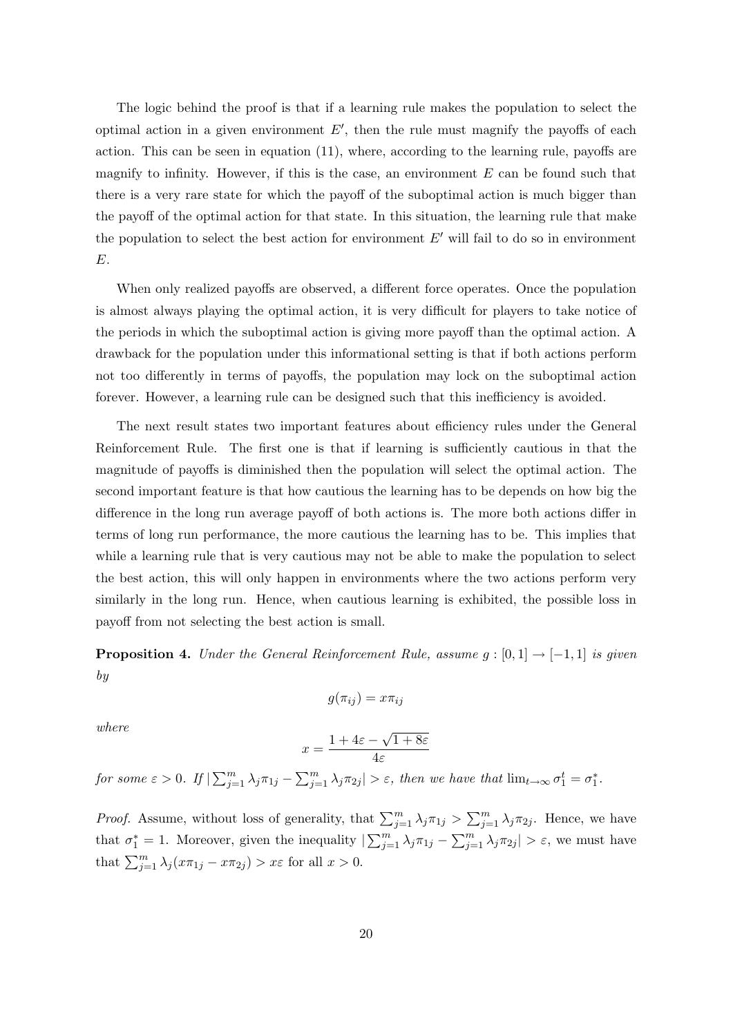The logic behind the proof is that if a learning rule makes the population to select the optimal action in a given environment $E'$, then the rule must magnify the payoffs of each action. This can be seen in equation (11), where, according to the learning rule, payoffs are magnify to infinity. However, if this is the case, an environment $E$ can be found such that there is a very rare state for which the payoff of the suboptimal action is much bigger than the payoff of the optimal action for that state. In this situation, the learning rule that make the population to select the best action for environment $E'$ will fail to do so in environment $E$.

When only realized payoffs are observed, a different force operates. Once the population is almost always playing the optimal action, it is very difficult for players to take notice of the periods in which the suboptimal action is giving more payoff than the optimal action. A drawback for the population under this informational setting is that if both actions perform not too differently in terms of payoffs, the population may lock on the suboptimal action forever. However, a learning rule can be designed such that this inefficiency is avoided.

The next result states two important features about efficiency rules under the General Reinforcement Rule. The first one is that if learning is sufficiently cautious in that the magnitude of payoffs is diminished then the population will select the optimal action. The second important feature is that how cautious the learning has to be depends on how big the difference in the long run average payoff of both actions is. The more both actions differ in terms of long run performance, the more cautious the learning has to be. This implies that while a learning rule that is very cautious may not be able to make the population to select the best action, this will only happen in environments where the two actions perform very similarly in the long run. Hence, when cautious learning is exhibited, the possible loss in payoff from not selecting the best action is small.

**Proposition 4.** *Under the General Reinforcement Rule, assume $g : [0, 1] \to [-1, 1]$ is given by*

$$g(\pi_{ij}) = x\pi_{ij}$$

*where*

$$x = \frac{1 + 4\varepsilon - \sqrt{1 + 8\varepsilon}}{4\varepsilon}$$

*for some $\varepsilon > 0$. If $|\sum_{j=1}^{m} \lambda_j \pi_{1j} - \sum_{j=1}^{m} \lambda_j \pi_{2j}| > \varepsilon$, then we have that $\lim_{t\to\infty} \sigma_1^t = \sigma_1^*$.*

*Proof.* Assume, without loss of generality, that $\sum_{j=1}^{m} \lambda_j \pi_{1j} > \sum_{j=1}^{m} \lambda_j \pi_{2j}$. Hence, we have that $\sigma_1^* = 1$. Moreover, given the inequality $|\sum_{j=1}^{m} \lambda_j \pi_{1j} - \sum_{j=1}^{m} \lambda_j \pi_{2j}| > \varepsilon$, we must have that $\sum_{j=1}^{m} \lambda_j (x\pi_{1j} - x\pi_{2j}) > x\varepsilon$ for all $x > 0$.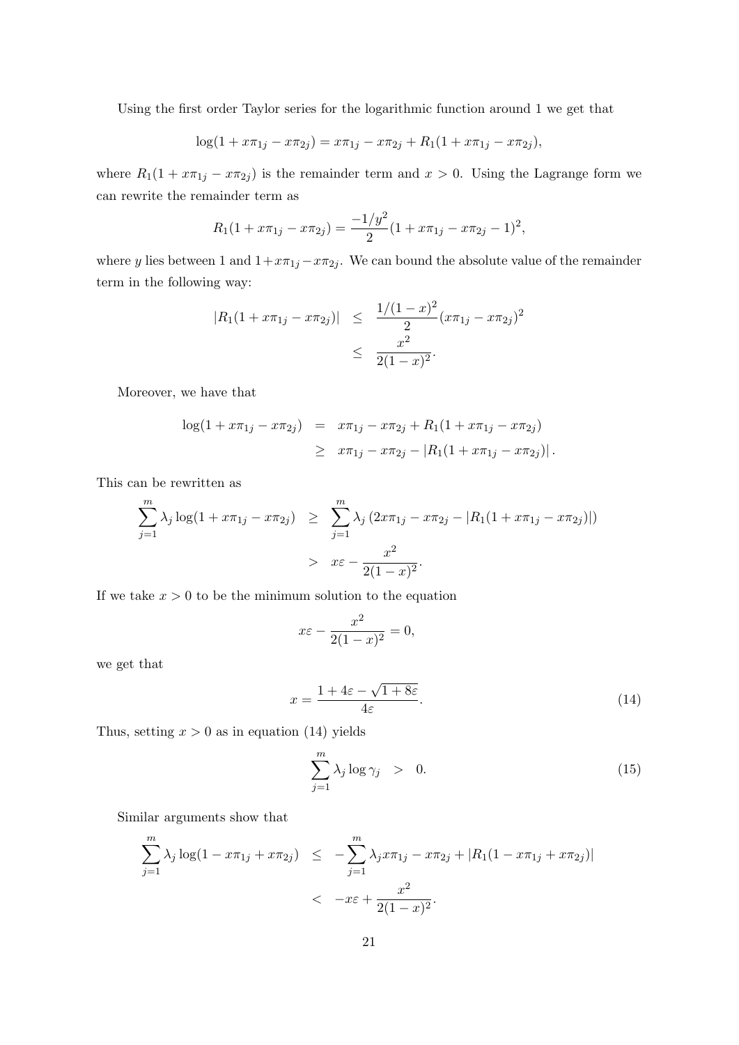Using the first order Taylor series for the logarithmic function around 1 we get that

$$\log(1 + x\pi_{1j} - x\pi_{2j}) = x\pi_{1j} - x\pi_{2j} + R_1(1 + x\pi_{1j} - x\pi_{2j}),$$

where $R_1(1 + x\pi_{1j} - x\pi_{2j})$ is the remainder term and $x > 0$. Using the Lagrange form we can rewrite the remainder term as

$$R_1(1 + x\pi_{1j} - x\pi_{2j}) = \frac{-1/y^2}{2}(1 + x\pi_{1j} - x\pi_{2j} - 1)^2,$$

where $y$ lies between 1 and $1+x\pi_{1j}-x\pi_{2j}$. We can bound the absolute value of the remainder term in the following way:

$$\begin{aligned} |R_1(1 + x\pi_{1j} - x\pi_{2j})| &\leq \frac{1/(1-x)^2}{2}(x\pi_{1j} - x\pi_{2j})^2 \\ &\leq \frac{x^2}{2(1-x)^2}. \end{aligned}$$

Moreover, we have that

$$\begin{aligned} \log(1 + x\pi_{1j} - x\pi_{2j}) &= x\pi_{1j} - x\pi_{2j} + R_1(1 + x\pi_{1j} - x\pi_{2j}) \\ &\geq x\pi_{1j} - x\pi_{2j} - |R_1(1 + x\pi_{1j} - x\pi_{2j})|. \end{aligned}$$

This can be rewritten as

$$\begin{aligned} \sum_{j=1}^{m} \lambda_j \log(1 + x\pi_{1j} - x\pi_{2j}) &\geq \sum_{j=1}^{m} \lambda_j \left(2x\pi_{1j} - x\pi_{2j} - |R_1(1 + x\pi_{1j} - x\pi_{2j})|\right) \\ &> x\varepsilon - \frac{x^2}{2(1-x)^2}. \end{aligned}$$

If we take $x > 0$ to be the minimum solution to the equation

$$x\varepsilon - \frac{x^2}{2(1-x)^2} = 0,$$

we get that

$$x = \frac{1 + 4\varepsilon - \sqrt{1 + 8\varepsilon}}{4\varepsilon}. \tag{14}$$

Thus, setting $x > 0$ as in equation (14) yields

$$\sum_{j=1}^{m} \lambda_j \log \gamma_j > 0. \tag{15}$$

Similar arguments show that

$$\begin{aligned} \sum_{j=1}^{m} \lambda_j \log(1 - x\pi_{1j} + x\pi_{2j}) &\leq -\sum_{j=1}^{m} \lambda_j x\pi_{1j} - x\pi_{2j} + |R_1(1 - x\pi_{1j} + x\pi_{2j})| \\ &< -x\varepsilon + \frac{x^2}{2(1-x)^2}. \end{aligned}$$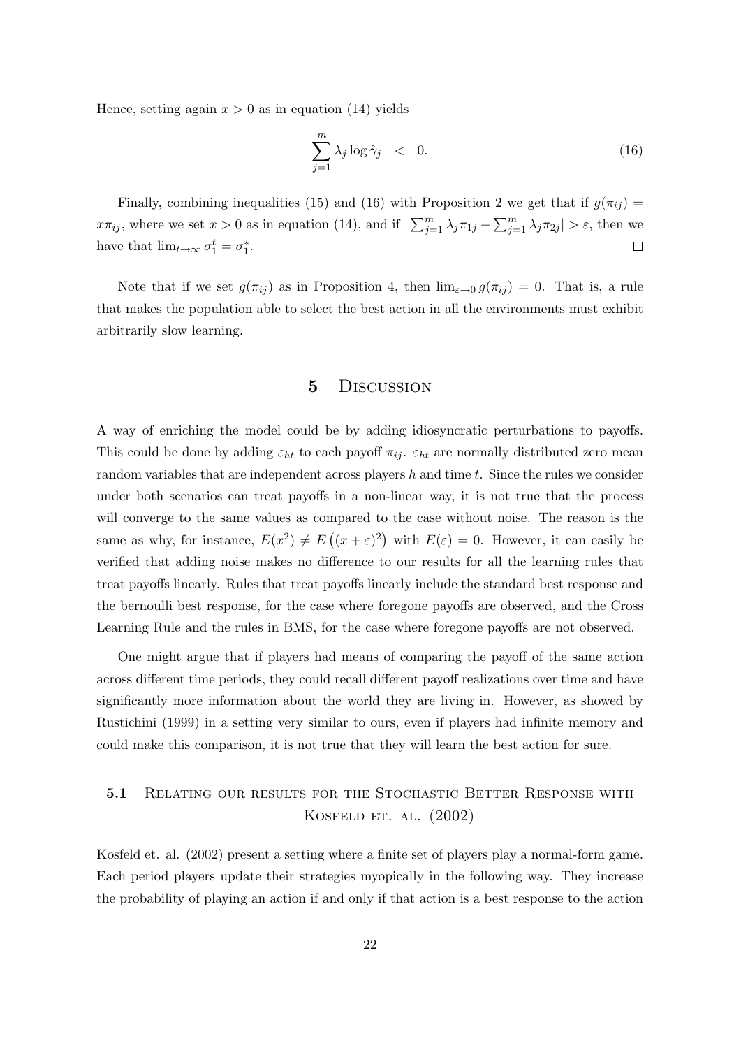Hence, setting again $x > 0$ as in equation (14) yields

$$\sum_{j=1}^{m} \lambda_j \log \hat{\gamma}_j \quad < \quad 0. \tag{16}$$

Finally, combining inequalities (15) and (16) with Proposition 2 we get that if $g(\pi_{ij}) = x\pi_{ij}$, where we set $x > 0$ as in equation (14), and if $|\sum_{j=1}^{m} \lambda_j \pi_{1j} - \sum_{j=1}^{m} \lambda_j \pi_{2j}| > \varepsilon$, then we have that $\lim_{t\to\infty} \sigma_1^t = \sigma_1^*$. $\square$

Note that if we set $g(\pi_{ij})$ as in Proposition 4, then $\lim_{\varepsilon \to 0} g(\pi_{ij}) = 0$. That is, a rule that makes the population able to select the best action in all the environments must exhibit arbitrarily slow learning.

# 5 Discussion

A way of enriching the model could be by adding idiosyncratic perturbations to payoffs. This could be done by adding $\varepsilon_{ht}$ to each payoff $\pi_{ij}$. $\varepsilon_{ht}$ are normally distributed zero mean random variables that are independent across players $h$ and time $t$. Since the rules we consider under both scenarios can treat payoffs in a non-linear way, it is not true that the process will converge to the same values as compared to the case without noise. The reason is the same as why, for instance, $E(x^2) \neq E\left((x + \varepsilon)^2\right)$ with $E(\varepsilon) = 0$. However, it can easily be verified that adding noise makes no difference to our results for all the learning rules that treat payoffs linearly. Rules that treat payoffs linearly include the standard best response and the bernoulli best response, for the case where foregone payoffs are observed, and the Cross Learning Rule and the rules in BMS, for the case where foregone payoffs are not observed.

One might argue that if players had means of comparing the payoff of the same action across different time periods, they could recall different payoff realizations over time and have significantly more information about the world they are living in. However, as showed by Rustichini (1999) in a setting very similar to ours, even if players had infinite memory and could make this comparison, it is not true that they will learn the best action for sure.

## 5.1 Relating our results for the Stochastic Better Response with Kosfeld et. al. (2002)

Kosfeld et. al. (2002) present a setting where a finite set of players play a normal-form game. Each period players update their strategies myopically in the following way. They increase the probability of playing an action if and only if that action is a best response to the action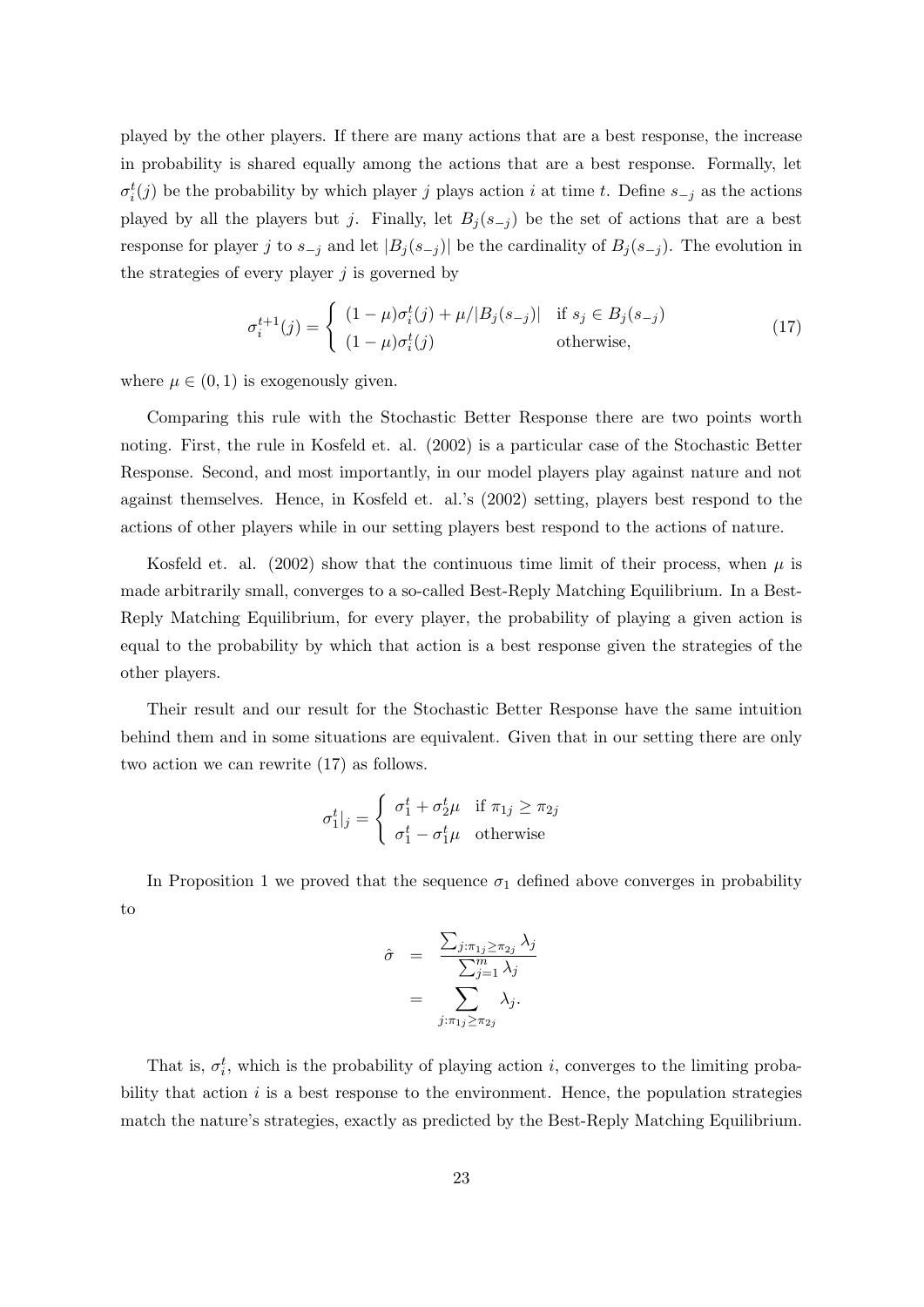played by the other players. If there are many actions that are a best response, the increase in probability is shared equally among the actions that are a best response. Formally, let $\sigma_i^t(j)$ be the probability by which player $j$ plays action $i$ at time $t$. Define $s_{-j}$ as the actions played by all the players but $j$. Finally, let $B_j(s_{-j})$ be the set of actions that are a best response for player $j$ to $s_{-j}$ and let $|B_j(s_{-j})|$ be the cardinality of $B_j(s_{-j})$. The evolution in the strategies of every player $j$ is governed by

$$\sigma_i^{t+1}(j) = \begin{cases} (1-\mu)\sigma_i^t(j) + \mu/|B_j(s_{-j})| & \text{if } s_j \in B_j(s_{-j}) \\ (1-\mu)\sigma_i^t(j) & \text{otherwise,} \end{cases} \tag{17}$$

where $\mu \in (0,1)$ is exogenously given.

Comparing this rule with the Stochastic Better Response there are two points worth noting. First, the rule in Kosfeld et. al. (2002) is a particular case of the Stochastic Better Response. Second, and most importantly, in our model players play against nature and not against themselves. Hence, in Kosfeld et. al.'s (2002) setting, players best respond to the actions of other players while in our setting players best respond to the actions of nature.

Kosfeld et. al. (2002) show that the continuous time limit of their process, when $\mu$ is made arbitrarily small, converges to a so-called Best-Reply Matching Equilibrium. In a Best-Reply Matching Equilibrium, for every player, the probability of playing a given action is equal to the probability by which that action is a best response given the strategies of the other players.

Their result and our result for the Stochastic Better Response have the same intuition behind them and in some situations are equivalent. Given that in our setting there are only two action we can rewrite (17) as follows.

$$\sigma_1^t|_j = \begin{cases} \sigma_1^t + \sigma_2^t\mu & \text{if } \pi_{1j} \geq \pi_{2j} \\ \sigma_1^t - \sigma_1^t\mu & \text{otherwise} \end{cases}$$

In Proposition 1 we proved that the sequence $\sigma_1$ defined above converges in probability to

$$\begin{aligned} \hat{\sigma} &= \frac{\sum_{j:\pi_{1j} \geq \pi_{2j}} \lambda_j}{\sum_{j=1}^m \lambda_j} \\ &= \sum_{j:\pi_{1j} \geq \pi_{2j}} \lambda_j. \end{aligned}$$

That is, $\sigma_i^t$, which is the probability of playing action $i$, converges to the limiting probability that action $i$ is a best response to the environment. Hence, the population strategies match the nature's strategies, exactly as predicted by the Best-Reply Matching Equilibrium.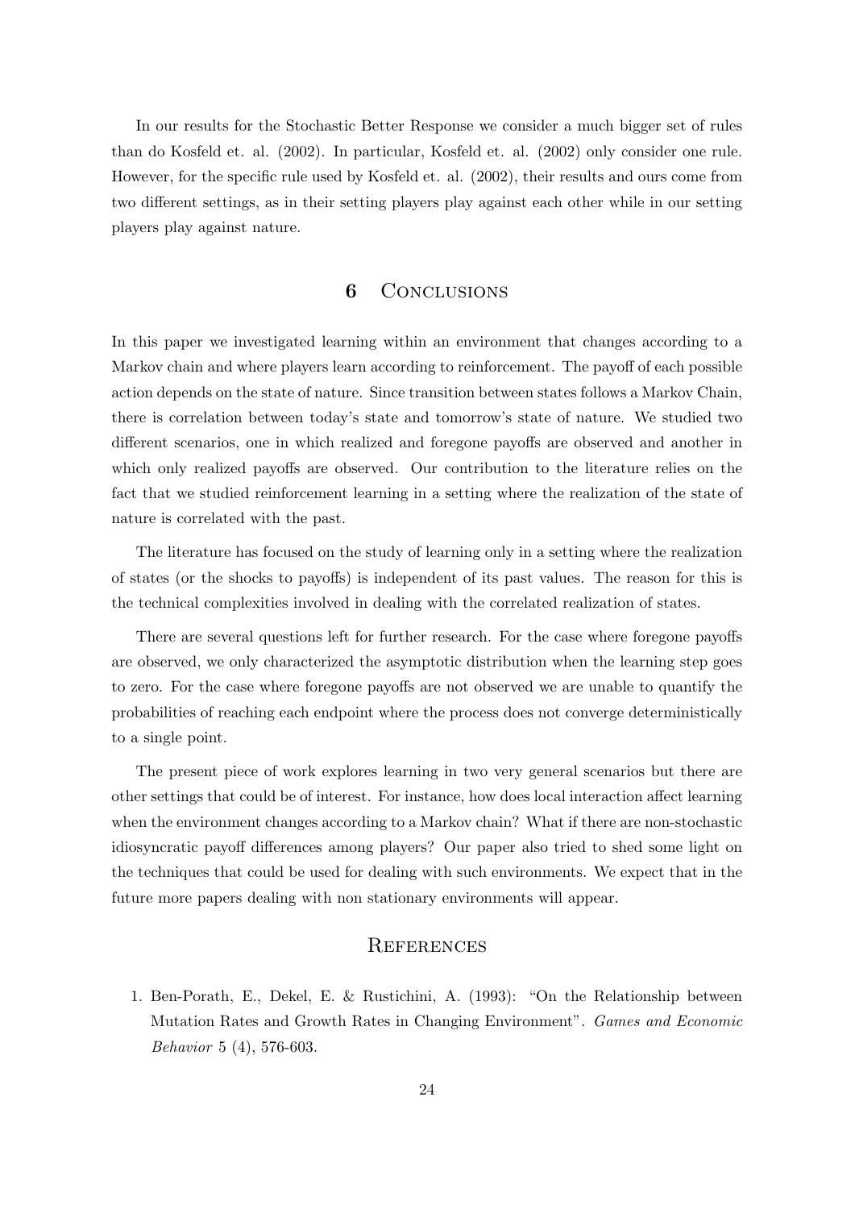In our results for the Stochastic Better Response we consider a much bigger set of rules than do Kosfeld et. al. (2002). In particular, Kosfeld et. al. (2002) only consider one rule. However, for the specific rule used by Kosfeld et. al. (2002), their results and ours come from two different settings, as in their setting players play against each other while in our setting players play against nature.

## 6 Conclusions

In this paper we investigated learning within an environment that changes according to a Markov chain and where players learn according to reinforcement. The payoff of each possible action depends on the state of nature. Since transition between states follows a Markov Chain, there is correlation between today's state and tomorrow's state of nature. We studied two different scenarios, one in which realized and foregone payoffs are observed and another in which only realized payoffs are observed. Our contribution to the literature relies on the fact that we studied reinforcement learning in a setting where the realization of the state of nature is correlated with the past.

The literature has focused on the study of learning only in a setting where the realization of states (or the shocks to payoffs) is independent of its past values. The reason for this is the technical complexities involved in dealing with the correlated realization of states.

There are several questions left for further research. For the case where foregone payoffs are observed, we only characterized the asymptotic distribution when the learning step goes to zero. For the case where foregone payoffs are not observed we are unable to quantify the probabilities of reaching each endpoint where the process does not converge deterministically to a single point.

The present piece of work explores learning in two very general scenarios but there are other settings that could be of interest. For instance, how does local interaction affect learning when the environment changes according to a Markov chain? What if there are non-stochastic idiosyncratic payoff differences among players? Our paper also tried to shed some light on the techniques that could be used for dealing with such environments. We expect that in the future more papers dealing with non stationary environments will appear.

## References

1. Ben-Porath, E., Dekel, E. & Rustichini, A. (1993): "On the Relationship between Mutation Rates and Growth Rates in Changing Environment". *Games and Economic Behavior* 5 (4), 576-603.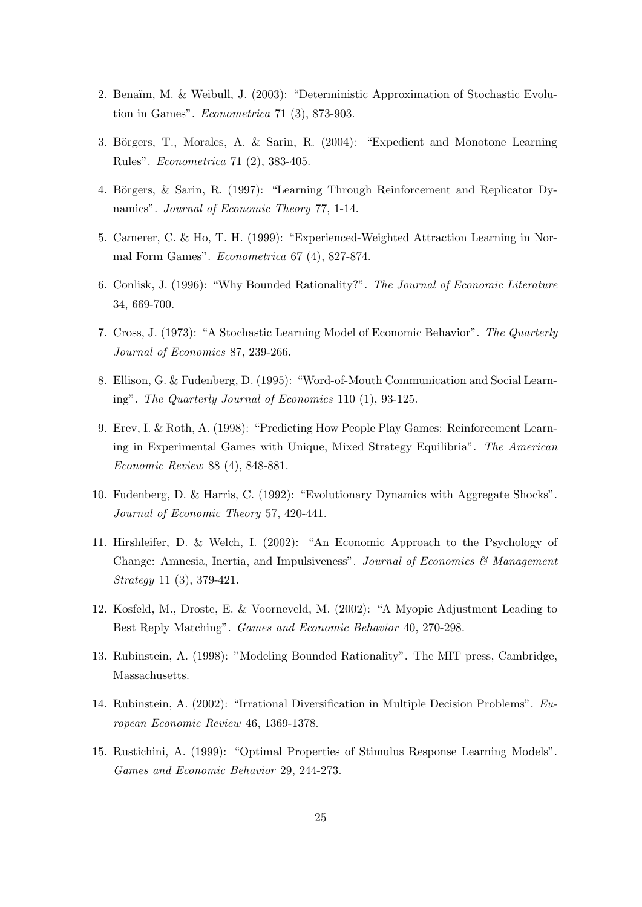2. Benaïm, M. & Weibull, J. (2003): "Deterministic Approximation of Stochastic Evolution in Games". *Econometrica* 71 (3), 873-903.

3. Börgers, T., Morales, A. & Sarin, R. (2004): "Expedient and Monotone Learning Rules". *Econometrica* 71 (2), 383-405.

4. Börgers, & Sarin, R. (1997): "Learning Through Reinforcement and Replicator Dynamics". *Journal of Economic Theory* 77, 1-14.

5. Camerer, C. & Ho, T. H. (1999): "Experienced-Weighted Attraction Learning in Normal Form Games". *Econometrica* 67 (4), 827-874.

6. Conlisk, J. (1996): "Why Bounded Rationality?". *The Journal of Economic Literature* 34, 669-700.

7. Cross, J. (1973): "A Stochastic Learning Model of Economic Behavior". *The Quarterly Journal of Economics* 87, 239-266.

8. Ellison, G. & Fudenberg, D. (1995): "Word-of-Mouth Communication and Social Learning". *The Quarterly Journal of Economics* 110 (1), 93-125.

9. Erev, I. & Roth, A. (1998): "Predicting How People Play Games: Reinforcement Learning in Experimental Games with Unique, Mixed Strategy Equilibria". *The American Economic Review* 88 (4), 848-881.

10. Fudenberg, D. & Harris, C. (1992): "Evolutionary Dynamics with Aggregate Shocks". *Journal of Economic Theory* 57, 420-441.

11. Hirshleifer, D. & Welch, I. (2002): "An Economic Approach to the Psychology of Change: Amnesia, Inertia, and Impulsiveness". *Journal of Economics & Management Strategy* 11 (3), 379-421.

12. Kosfeld, M., Droste, E. & Voorneveld, M. (2002): "A Myopic Adjustment Leading to Best Reply Matching". *Games and Economic Behavior* 40, 270-298.

13. Rubinstein, A. (1998): "Modeling Bounded Rationality". The MIT press, Cambridge, Massachusetts.

14. Rubinstein, A. (2002): "Irrational Diversification in Multiple Decision Problems". *European Economic Review* 46, 1369-1378.

15. Rustichini, A. (1999): "Optimal Properties of Stimulus Response Learning Models". *Games and Economic Behavior* 29, 244-273.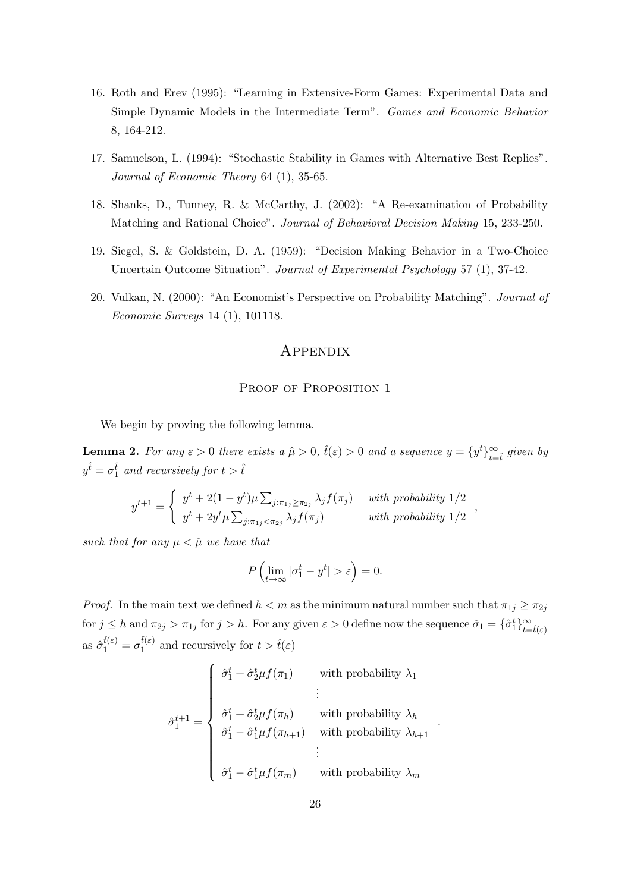16. Roth and Erev (1995): "Learning in Extensive-Form Games: Experimental Data and Simple Dynamic Models in the Intermediate Term". *Games and Economic Behavior* 8, 164-212.

17. Samuelson, L. (1994): "Stochastic Stability in Games with Alternative Best Replies". *Journal of Economic Theory* 64 (1), 35-65.

18. Shanks, D., Tunney, R. & McCarthy, J. (2002): "A Re-examination of Probability Matching and Rational Choice". *Journal of Behavioral Decision Making* 15, 233-250.

19. Siegel, S. & Goldstein, D. A. (1959): "Decision Making Behavior in a Two-Choice Uncertain Outcome Situation". *Journal of Experimental Psychology* 57 (1), 37-42.

20. Vulkan, N. (2000): "An Economist's Perspective on Probability Matching". *Journal of Economic Surveys* 14 (1), 101118.

# Appendix

## Proof of Proposition 1

We begin by proving the following lemma.

**Lemma 2.** *For any $\varepsilon > 0$ there exists a $\hat{\mu} > 0$, $\hat{t}(\varepsilon) > 0$ and a sequence $y = \{y^t\}_{t=\hat{t}}^{\infty}$ given by $y^{\hat{t}} = \sigma_1^{\hat{t}}$ and recursively for $t > \hat{t}$*

$$y^{t+1} = \begin{cases} y^t + 2(1-y^t)\mu \sum_{j:\pi_{1j} \geq \pi_{2j}} \lambda_j f(\pi_j) & \text{with probability } 1/2 \\ y^t + 2y^t \mu \sum_{j:\pi_{1j} < \pi_{2j}} \lambda_j f(\pi_j) & \text{with probability } 1/2 \end{cases},$$

*such that for any $\mu < \hat{\mu}$ we have that*

$$P\left(\lim_{t\to\infty} |\sigma_1^t - y^t| > \varepsilon\right) = 0.$$

*Proof.* In the main text we defined $h < m$ as the minimum natural number such that $\pi_{1j} \geq \pi_{2j}$ for $j \leq h$ and $\pi_{2j} > \pi_{1j}$ for $j > h$. For any given $\varepsilon > 0$ define now the sequence $\hat{\sigma}_1 = \{\hat{\sigma}_1^t\}_{t=\hat{t}(\varepsilon)}^{\infty}$ as $\hat{\sigma}_1^{\hat{t}(\varepsilon)} = \sigma_1^{\hat{t}(\varepsilon)}$ and recursively for $t > \hat{t}(\varepsilon)$

$$\hat{\sigma}_1^{t+1} = \begin{cases} \hat{\sigma}_1^t + \hat{\sigma}_2^t \mu f(\pi_1) & \text{with probability } \lambda_1 \\ \vdots & \\ \hat{\sigma}_1^t + \hat{\sigma}_2^t \mu f(\pi_h) & \text{with probability } \lambda_h \\ \hat{\sigma}_1^t - \hat{\sigma}_1^t \mu f(\pi_{h+1}) & \text{with probability } \lambda_{h+1} \\ \vdots & \\ \hat{\sigma}_1^t - \hat{\sigma}_1^t \mu f(\pi_m) & \text{with probability } \lambda_m \end{cases}.$$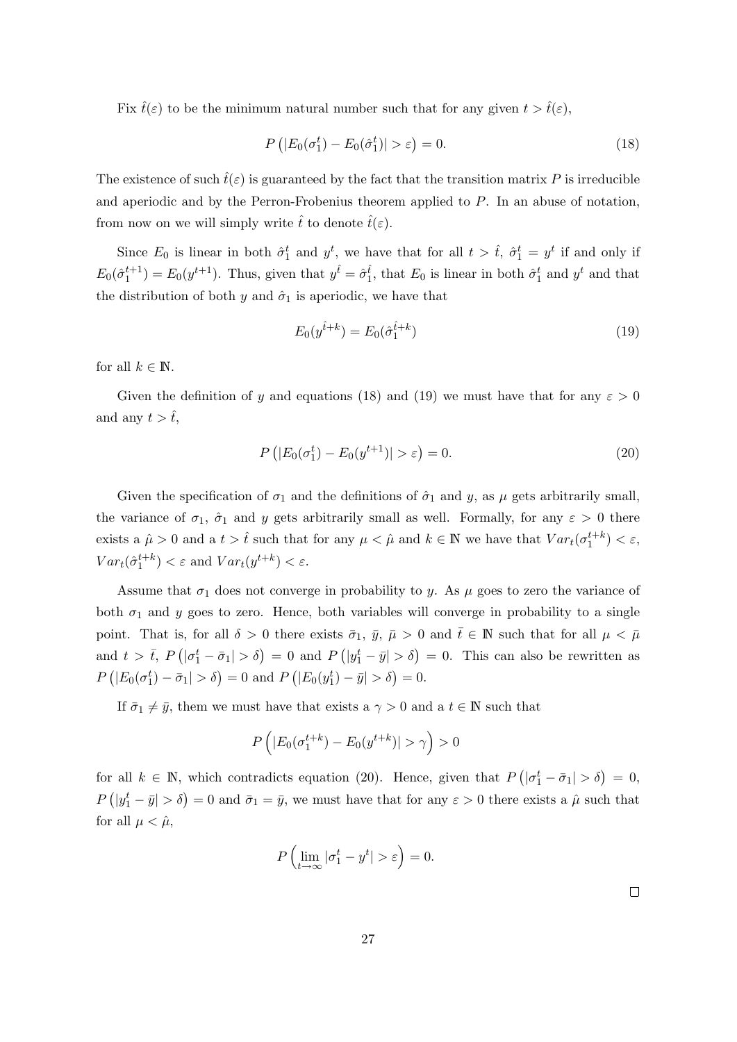Fix $\hat{t}(\varepsilon)$ to be the minimum natural number such that for any given $t > \hat{t}(\varepsilon)$,

$$P\left(|E_0(\sigma_1^t) - E_0(\hat{\sigma}_1^t)| > \varepsilon\right) = 0. \tag{18}$$

The existence of such $\hat{t}(\varepsilon)$ is guaranteed by the fact that the transition matrix $P$ is irreducible and aperiodic and by the Perron-Frobenius theorem applied to $P$. In an abuse of notation, from now on we will simply write $\hat{t}$ to denote $\hat{t}(\varepsilon)$.

Since $E_0$ is linear in both $\hat{\sigma}_1^t$ and $y^t$, we have that for all $t > \hat{t}$, $\hat{\sigma}_1^t = y^t$ if and only if $E_0(\hat{\sigma}_1^{t+1}) = E_0(y^{t+1})$. Thus, given that $y^{\hat{t}} = \hat{\sigma}_1^{\hat{t}}$, that $E_0$ is linear in both $\hat{\sigma}_1^t$ and $y^t$ and that the distribution of both $y$ and $\hat{\sigma}_1$ is aperiodic, we have that

$$E_0(y^{\hat{t}+k}) = E_0(\hat{\sigma}_1^{\hat{t}+k}) \tag{19}$$

for all $k \in \mathbb{N}$.

Given the definition of $y$ and equations (18) and (19) we must have that for any $\varepsilon > 0$ and any $t > \hat{t}$,

$$P\left(|E_0(\sigma_1^t) - E_0(y^{t+1})| > \varepsilon\right) = 0. \tag{20}$$

Given the specification of $\sigma_1$ and the definitions of $\hat{\sigma}_1$ and $y$, as $\mu$ gets arbitrarily small, the variance of $\sigma_1$, $\hat{\sigma}_1$ and $y$ gets arbitrarily small as well. Formally, for any $\varepsilon > 0$ there exists a $\hat{\mu} > 0$ and a $t > \hat{t}$ such that for any $\mu < \hat{\mu}$ and $k \in \mathbb{N}$ we have that $Var_t(\sigma_1^{t+k}) < \varepsilon$, $Var_t(\hat{\sigma}_1^{t+k}) < \varepsilon$ and $Var_t(y^{t+k}) < \varepsilon$.

Assume that $\sigma_1$ does not converge in probability to $y$. As $\mu$ goes to zero the variance of both $\sigma_1$ and $y$ goes to zero. Hence, both variables will converge in probability to a single point. That is, for all $\delta > 0$ there exists $\bar{\sigma}_1$, $\bar{y}$, $\bar{\mu} > 0$ and $\bar{t} \in \mathbb{N}$ such that for all $\mu < \bar{\mu}$ and $t > \bar{t}$, $P\left(|\sigma_1^t - \bar{\sigma}_1| > \delta\right) = 0$ and $P\left(|y_1^t - \bar{y}| > \delta\right) = 0$. This can also be rewritten as $P\left(|E_0(\sigma_1^t) - \bar{\sigma}_1| > \delta\right) = 0$ and $P\left(|E_0(y_1^t) - \bar{y}| > \delta\right) = 0$.

If $\bar{\sigma}_1 \neq \bar{y}$, them we must have that exists a $\gamma > 0$ and a $t \in \mathbb{N}$ such that

$$P\left(|E_0(\sigma_1^{t+k}) - E_0(y^{t+k})| > \gamma\right) > 0$$

for all $k \in \mathbb{N}$, which contradicts equation (20). Hence, given that $P\left(|\sigma_1^t - \bar{\sigma}_1| > \delta\right) = 0$, $P\left(|y_1^t - \bar{y}| > \delta\right) = 0$ and $\bar{\sigma}_1 = \bar{y}$, we must have that for any $\varepsilon > 0$ there exists a $\hat{\mu}$ such that for all $\mu < \hat{\mu}$,

$$P\left(\lim_{t\to\infty} |\sigma_1^t - y^t| > \varepsilon\right) = 0.$$

□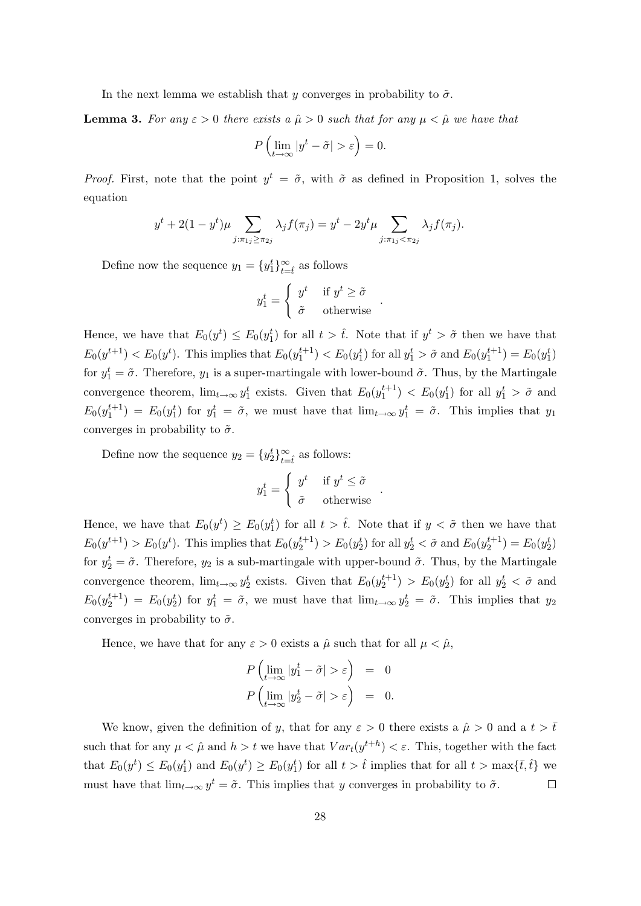In the next lemma we establish that $y$ converges in probability to $\tilde{\sigma}$.

**Lemma 3.** *For any $\varepsilon > 0$ there exists a $\hat{\mu} > 0$ such that for any $\mu < \hat{\mu}$ we have that*

$$P\left(\lim_{t\to\infty} |y^t - \tilde{\sigma}| > \varepsilon\right) = 0.$$

*Proof.* First, note that the point $y^t = \tilde{\sigma}$, with $\tilde{\sigma}$ as defined in Proposition 1, solves the equation

$$y^t + 2(1-y^t)\mu \sum_{j:\pi_{1j}\geq\pi_{2j}} \lambda_j f(\pi_j) = y^t - 2y^t\mu \sum_{j:\pi_{1j}<\pi_{2j}} \lambda_j f(\pi_j).$$

Define now the sequence $y_1 = \{y_1^t\}_{t=\hat{t}}^{\infty}$ as follows

$$y_1^t = \begin{cases} y^t & \text{if } y^t \geq \tilde{\sigma} \\ \tilde{\sigma} & \text{otherwise} \end{cases}.$$

Hence, we have that $E_0(y^t) \leq E_0(y_1^t)$ for all $t > \hat{t}$. Note that if $y^t > \tilde{\sigma}$ then we have that $E_0(y^{t+1}) < E_0(y^t)$. This implies that $E_0(y_1^{t+1}) < E_0(y_1^t)$ for all $y_1^t > \tilde{\sigma}$ and $E_0(y_1^{t+1}) = E_0(y_1^t)$ for $y_1^t = \tilde{\sigma}$. Therefore, $y_1$ is a super-martingale with lower-bound $\tilde{\sigma}$. Thus, by the Martingale convergence theorem, $\lim_{t\to\infty} y_1^t$ exists. Given that $E_0(y_1^{t+1}) < E_0(y_1^t)$ for all $y_1^t > \tilde{\sigma}$ and $E_0(y_1^{t+1}) = E_0(y_1^t)$ for $y_1^t = \tilde{\sigma}$, we must have that $\lim_{t\to\infty} y_1^t = \tilde{\sigma}$. This implies that $y_1$ converges in probability to $\tilde{\sigma}$.

Define now the sequence $y_2 = \{y_2^t\}_{t=\hat{t}}^{\infty}$ as follows:

$$y_1^t = \begin{cases} y^t & \text{if } y^t \leq \tilde{\sigma} \\ \tilde{\sigma} & \text{otherwise} \end{cases}.$$

Hence, we have that $E_0(y^t) \geq E_0(y_1^t)$ for all $t > \hat{t}$. Note that if $y < \tilde{\sigma}$ then we have that $E_0(y^{t+1}) > E_0(y^t)$. This implies that $E_0(y_2^{t+1}) > E_0(y_2^t)$ for all $y_2^t < \tilde{\sigma}$ and $E_0(y_2^{t+1}) = E_0(y_2^t)$ for $y_2^t = \tilde{\sigma}$. Therefore, $y_2$ is a sub-martingale with upper-bound $\tilde{\sigma}$. Thus, by the Martingale convergence theorem, $\lim_{t\to\infty} y_2^t$ exists. Given that $E_0(y_2^{t+1}) > E_0(y_2^t)$ for all $y_2^t < \tilde{\sigma}$ and $E_0(y_2^{t+1}) = E_0(y_2^t)$ for $y_1^t = \tilde{\sigma}$, we must have that $\lim_{t\to\infty} y_2^t = \tilde{\sigma}$. This implies that $y_2$ converges in probability to $\tilde{\sigma}$.

Hence, we have that for any $\varepsilon > 0$ exists a $\hat{\mu}$ such that for all $\mu < \hat{\mu}$,

$$\begin{aligned} P\left(\lim_{t\to\infty} |y_1^t - \tilde{\sigma}| > \varepsilon\right) &= 0 \\ P\left(\lim_{t\to\infty} |y_2^t - \tilde{\sigma}| > \varepsilon\right) &= 0. \end{aligned}$$

We know, given the definition of $y$, that for any $\varepsilon > 0$ there exists a $\hat{\mu} > 0$ and a $t > \bar{t}$ such that for any $\mu < \hat{\mu}$ and $h > t$ we have that $Var_t(y^{t+h}) < \varepsilon$. This, together with the fact that $E_0(y^t) \leq E_0(y_1^t)$ and $E_0(y^t) \geq E_0(y_1^t)$ for all $t > \hat{t}$ implies that for all $t > \max\{\bar{t}, \hat{t}\}$ we must have that $\lim_{t\to\infty} y^t = \tilde{\sigma}$. This implies that $y$ converges in probability to $\tilde{\sigma}$. $\square$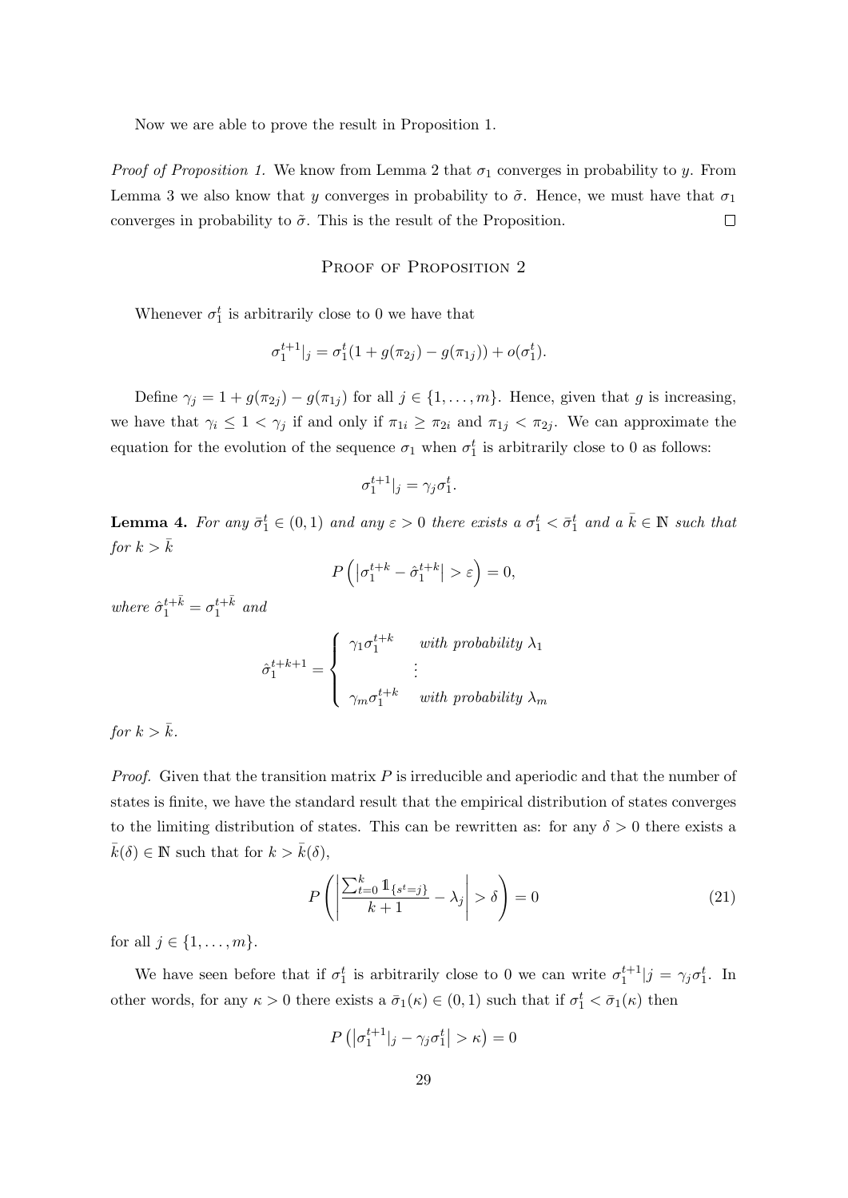Now we are able to prove the result in Proposition 1.

*Proof of Proposition 1.* We know from Lemma 2 that $\sigma_1$ converges in probability to $y$. From Lemma 3 we also know that $y$ converges in probability to $\tilde{\sigma}$. Hence, we must have that $\sigma_1$ converges in probability to $\tilde{\sigma}$. This is the result of the Proposition. $\square$

## Proof of Proposition 2

Whenever $\sigma_1^t$ is arbitrarily close to 0 we have that

$$\sigma_1^{t+1}|_j = \sigma_1^t(1 + g(\pi_{2j}) - g(\pi_{1j})) + o(\sigma_1^t).$$

Define $\gamma_j = 1 + g(\pi_{2j}) - g(\pi_{1j})$ for all $j \in \{1, \ldots, m\}$. Hence, given that $g$ is increasing, we have that $\gamma_i \leq 1 < \gamma_j$ if and only if $\pi_{1i} \geq \pi_{2i}$ and $\pi_{1j} < \pi_{2j}$. We can approximate the equation for the evolution of the sequence $\sigma_1$ when $\sigma_1^t$ is arbitrarily close to 0 as follows:

$$\sigma_1^{t+1}|_j = \gamma_j \sigma_1^t.$$

**Lemma 4.** *For any $\bar{\sigma}_1^t \in (0,1)$ and any $\varepsilon > 0$ there exists a $\sigma_1^t < \bar{\sigma}_1^t$ and a $\bar{k} \in \mathbb{N}$ such that for $k > \bar{k}$*

$$P\left(\left|\sigma_1^{t+k} - \hat{\sigma}_1^{t+k}\right| > \varepsilon\right) = 0,$$

*where $\hat{\sigma}_1^{t+\bar{k}} = \sigma_1^{t+\bar{k}}$ and*

$$\hat{\sigma}_1^{t+k+1} = \begin{cases} \gamma_1 \sigma_1^{t+k} & \text{with probability } \lambda_1 \\ \vdots & \\ \gamma_m \sigma_1^{t+k} & \text{with probability } \lambda_m \end{cases}$$

*for $k > \bar{k}$.*

*Proof.* Given that the transition matrix $P$ is irreducible and aperiodic and that the number of states is finite, we have the standard result that the empirical distribution of states converges to the limiting distribution of states. This can be rewritten as: for any $\delta > 0$ there exists a $\bar{k}(\delta) \in \mathbb{N}$ such that for $k > \bar{k}(\delta)$,

$$P\left(\left|\frac{\sum_{t=0}^{k} \mathbb{1}_{\{s^t = j\}}}{k+1} - \lambda_j\right| > \delta\right) = 0 \tag{21}$$

for all $j \in \{1, \ldots, m\}$.

We have seen before that if $\sigma_1^t$ is arbitrarily close to 0 we can write $\sigma_1^{t+1}|j = \gamma_j \sigma_1^t$. In other words, for any $\kappa > 0$ there exists a $\bar{\sigma}_1(\kappa) \in (0,1)$ such that if $\sigma_1^t < \bar{\sigma}_1(\kappa)$ then

$$P\left(\left|\sigma_1^{t+1}|_j - \gamma_j \sigma_1^t\right| > \kappa\right) = 0$$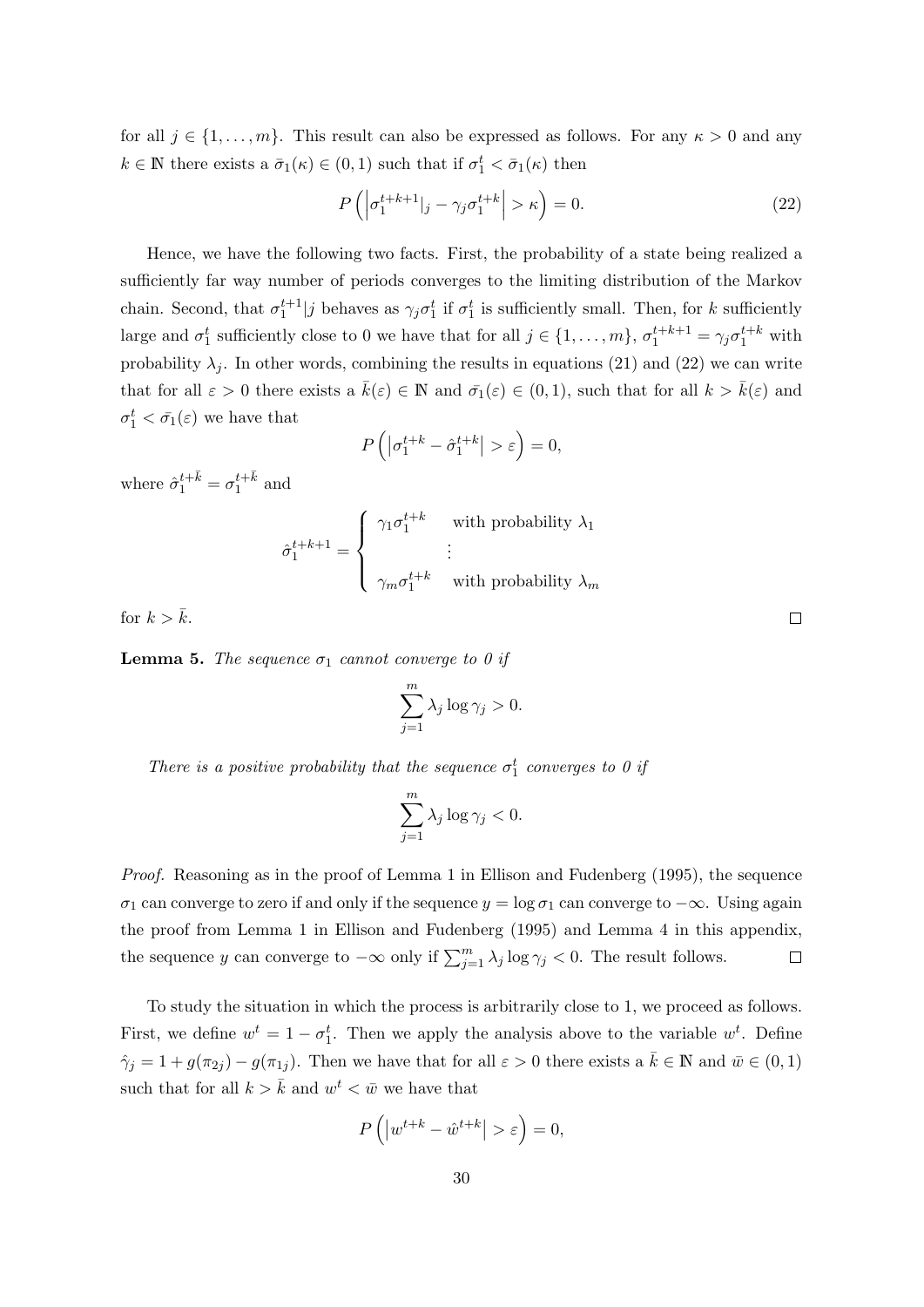for all $j \in \{1, \ldots, m\}$. This result can also be expressed as follows. For any $\kappa > 0$ and any $k \in \mathbb{N}$ there exists a $\bar{\sigma}_1(\kappa) \in (0,1)$ such that if $\sigma_1^t < \bar{\sigma}_1(\kappa)$ then

$$P\left(\left|\sigma_1^{t+k+1}|_j - \gamma_j \sigma_1^{t+k}\right| > \kappa\right) = 0. \tag{22}$$

Hence, we have the following two facts. First, the probability of a state being realized a sufficiently far way number of periods converges to the limiting distribution of the Markov chain. Second, that $\sigma_1^{t+1}|j$ behaves as $\gamma_j \sigma_1^t$ if $\sigma_1^t$ is sufficiently small. Then, for $k$ sufficiently large and $\sigma_1^t$ sufficiently close to 0 we have that for all $j \in \{1, \ldots, m\}$, $\sigma_1^{t+k+1} = \gamma_j \sigma_1^{t+k}$ with probability $\lambda_j$. In other words, combining the results in equations (21) and (22) we can write that for all $\varepsilon > 0$ there exists a $\bar{k}(\varepsilon) \in \mathbb{N}$ and $\bar{\sigma_1}(\varepsilon) \in (0,1)$, such that for all $k > \bar{k}(\varepsilon)$ and $\sigma_1^t < \bar{\sigma_1}(\varepsilon)$ we have that

$$P\left(\left|\sigma_1^{t+k} - \hat{\sigma}_1^{t+k}\right| > \varepsilon\right) = 0,$$

where $\hat{\sigma}_1^{t+\bar{k}} = \sigma_1^{t+\bar{k}}$ and

$$\hat{\sigma}_1^{t+k+1} = \begin{cases} \gamma_1 \sigma_1^{t+k} & \text{with probability } \lambda_1 \\ \quad\vdots & \\ \gamma_m \sigma_1^{t+k} & \text{with probability } \lambda_m \end{cases}$$

for $k > \bar{k}$. $\square$

**Lemma 5.** *The sequence $\sigma_1$ cannot converge to 0 if*

$$\sum_{j=1}^{m} \lambda_j \log \gamma_j > 0.$$

*There is a positive probability that the sequence $\sigma_1^t$ converges to 0 if*

$$\sum_{j=1}^{m} \lambda_j \log \gamma_j < 0.$$

*Proof.* Reasoning as in the proof of Lemma 1 in Ellison and Fudenberg (1995), the sequence $\sigma_1$ can converge to zero if and only if the sequence $y = \log \sigma_1$ can converge to $-\infty$. Using again the proof from Lemma 1 in Ellison and Fudenberg (1995) and Lemma 4 in this appendix, the sequence $y$ can converge to $-\infty$ only if $\sum_{j=1}^{m} \lambda_j \log \gamma_j < 0$. The result follows. $\square$

To study the situation in which the process is arbitrarily close to 1, we proceed as follows. First, we define $w^t = 1 - \sigma_1^t$. Then we apply the analysis above to the variable $w^t$. Define $\hat{\gamma}_j = 1 + g(\pi_{2j}) - g(\pi_{1j})$. Then we have that for all $\varepsilon > 0$ there exists a $\bar{k} \in \mathbb{N}$ and $\bar{w} \in (0,1)$ such that for all $k > \bar{k}$ and $w^t < \bar{w}$ we have that

$$P\left(\left|w^{t+k} - \hat{w}^{t+k}\right| > \varepsilon\right) = 0,$$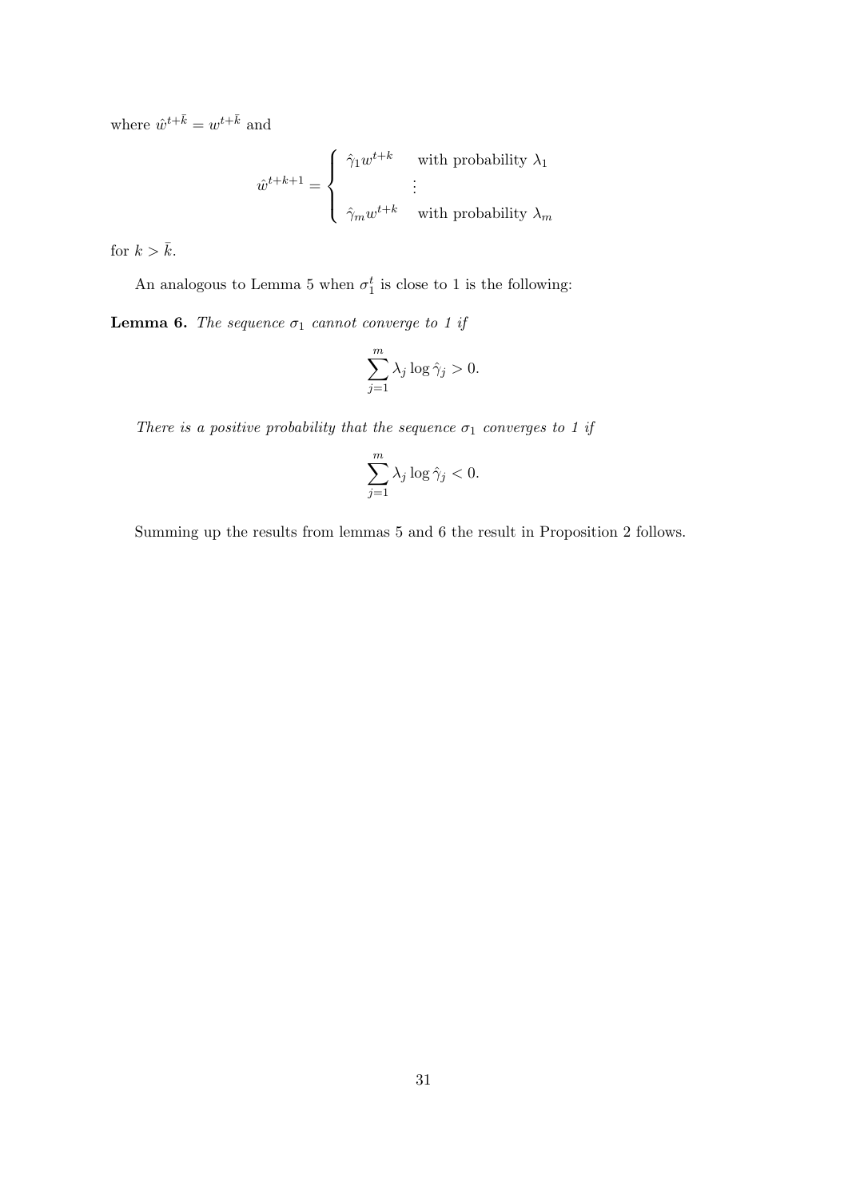where $\hat{w}^{t+\bar{k}} = w^{t+\bar{k}}$ and

$$\hat{w}^{t+k+1} = \begin{cases} \hat{\gamma}_1 w^{t+k} & \text{with probability } \lambda_1 \\ \vdots & \\ \hat{\gamma}_m w^{t+k} & \text{with probability } \lambda_m \end{cases}$$

for $k > \bar{k}$.

An analogous to Lemma 5 when $\sigma_1^t$ is close to 1 is the following:

**Lemma 6.** *The sequence $\sigma_1$ cannot converge to 1 if*

$$\sum_{j=1}^{m} \lambda_j \log \hat{\gamma}_j > 0.$$

*There is a positive probability that the sequence $\sigma_1$ converges to 1 if*

$$\sum_{j=1}^{m} \lambda_j \log \hat{\gamma}_j < 0.$$

Summing up the results from lemmas 5 and 6 the result in Proposition 2 follows.